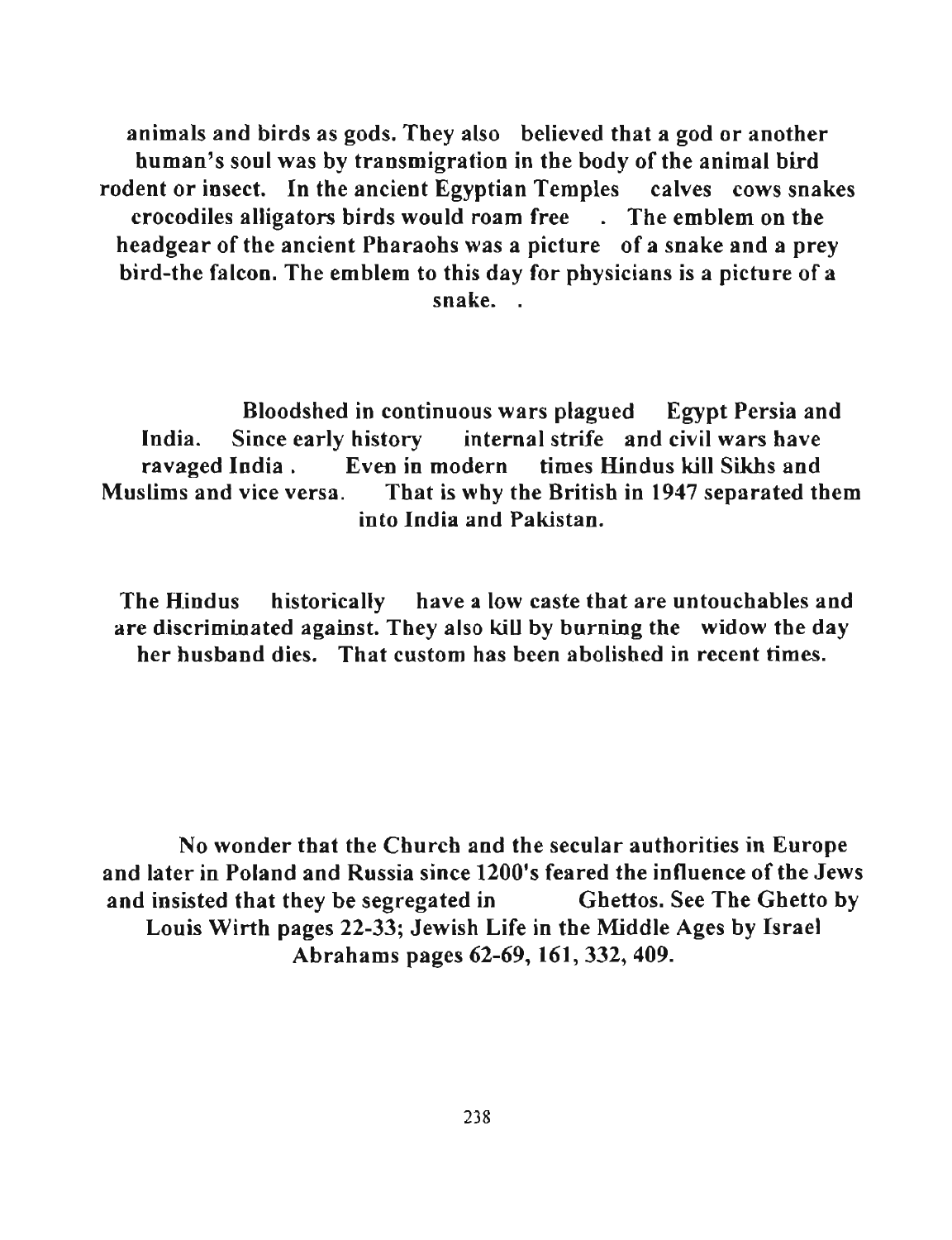animals and birds as gods. They also believed that a god or another human's soul was by transmigration in the body of the animal bird rodent or insect. In the ancient Egyptian Temples calves cows snakes crocodiles alligators birds would roam free . The emblem on the headgear of the ancient Pharaohs was a picture of a snake and a prey bird-the falcon. The emblem to this day for physicians is a picture of a snake. .

Bloodshed in continuous wars plagued Egypt Persia and India. Since early history internal strife and civil wars have ravaged India . Even in modern times Hindus kill Sikhs and Muslims and vice versa. That is why the British in 1947 separated them into India and Pakistan.

The Hindus historically have a low caste that are untouchables and are discriminated against. They also kill by burning the widow the day her husband dies. That custom has been abolished in recent times.

No wonder that the Church and the secular authorities in Europe and later in Poland and Russia since 1200's feared the influence of the Jews and insisted that they be segregated in Ghettos. See The Ghetto by Louis Wirth pages 22-33; Jewish Life in the Middle Ages by Israel Abrahams pages 62-69, 161, 332, 409.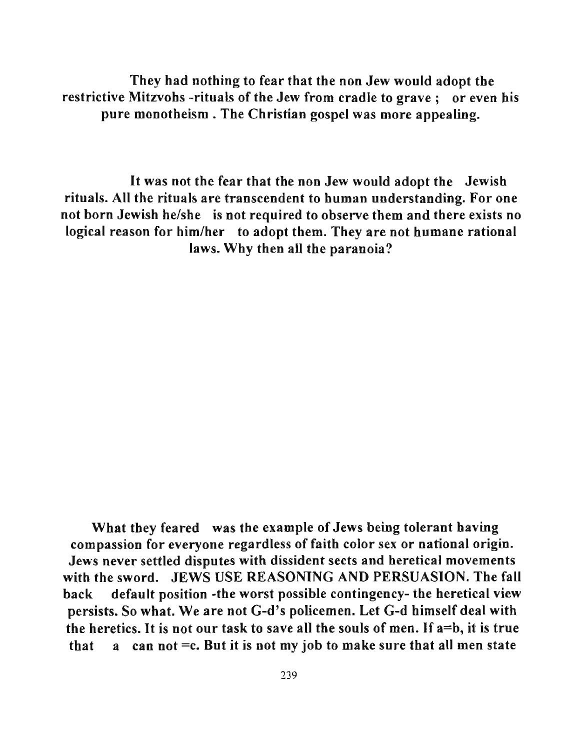They had nothing to fear that the non Jew would adopt the restrictive Mitzvohs -rituals of the Jew from cradle to grave ; or even his pure monotheism . The Christian gospel was more appealing.

It was not the fear that the non Jew would adopt the Jewish rituals. All the rituals are transcendent to human understanding. For one not born Jewish he/she is not required to observe them and there exists no logical reason for him/her to adopt them. They are not humane rational laws. Why then all the paranoia?

What they feared was the example of Jews being tolerant having compassion for everyone regardless of faith color sex or national origin. Jews never settled disputes with dissident sects and heretical movements with the sword. JEWS USE REASONING AND PERSUASION. The fall back default position -the worst possible contingency- the heretical view persists. So what. We are not G-d's policemen. Let G-d himself deal with the heretics. It is not our task to save all the souls of men. If a=b, it is true that a can not =c. But it is not my job to make sure that all men state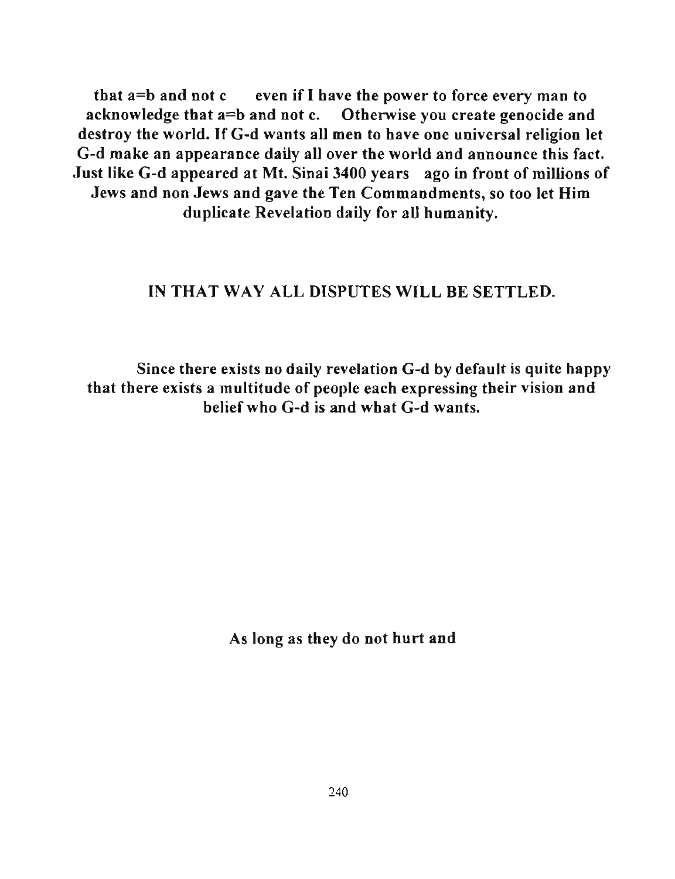**that a=b and not c even if I have the power to force every man to acknowledge that a=b and not c. Otherwise you create genocide and destroy the world. If G-d wants all men to have one universal religion let G-d make an appearance daily all over the world and announce this fact. Just like G-d appeared at Mt. Sinai 3400 years ago in front of millions of Jews and non Jews and gave the Ten Commandments, so too let Him duplicate Revelation daily for all humanity.**

**IN THAT WAY ALL DISPUTES WILL BE SETTLED.**

**Since there exists no daily revelation G-d by default is quite happy that there exists a multitude of people each expressing their vision and belief who G-d is and what G-d wants.**

**As long as they do not hurt and**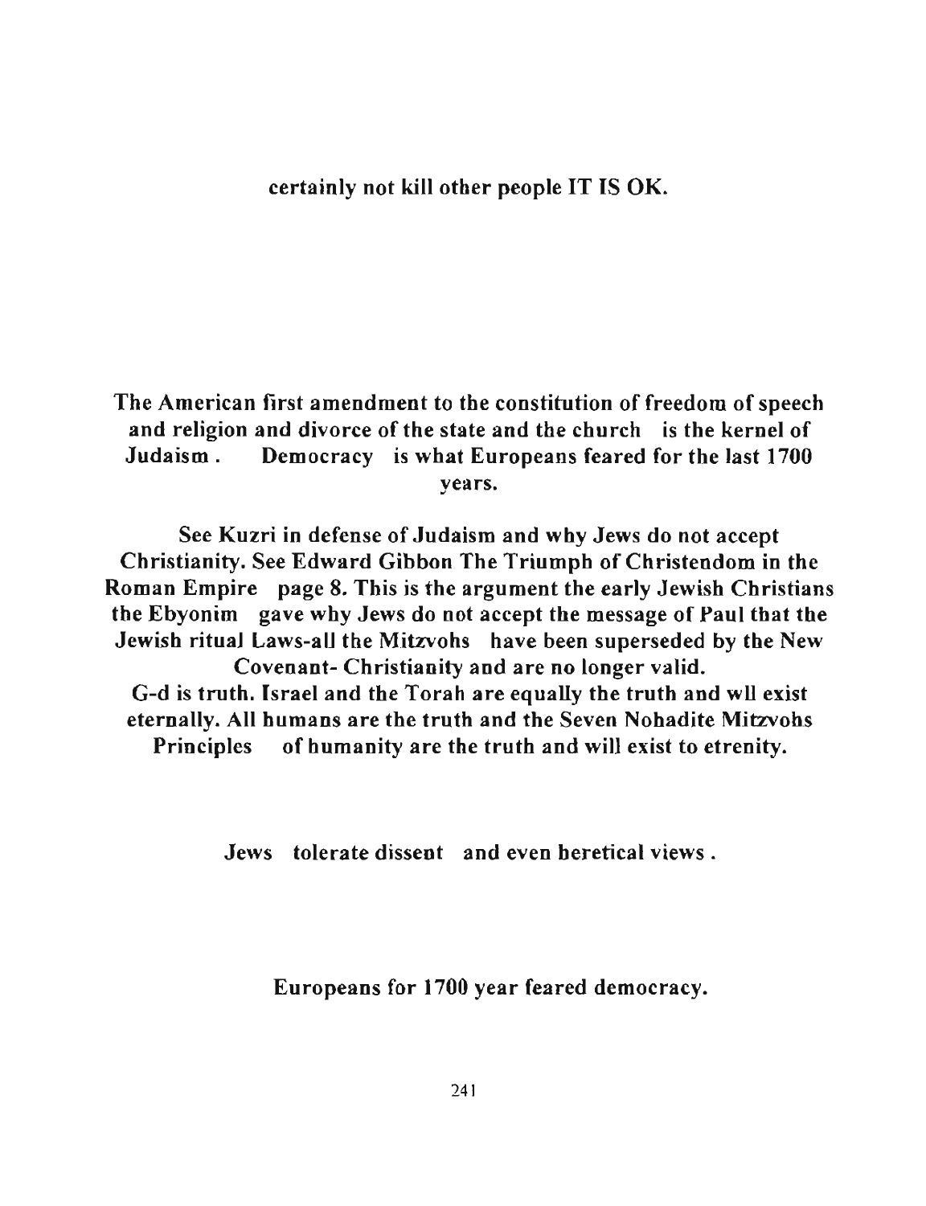**certainly not kill other people IT IS OK.**

**The American first amendment to the constitution of freedom of speech and religion and divorce of the state and the church is the kernel of Judaism. Democracy is what Europeans feared for the last 1700 years.**

**See Kuzri in defense of Judaism and why Jews do not accept Christianity. See Edward Gibbon The Triumph of Christendom in the Roman Empire page 8. This is the argument the early Jewish Christians the Ebyonim gave why Jews do not accept the message of Paul that the Jewish ritual Laws-all the Mitzvohs have been superseded by the New Covenant- Christianity and are no longer valid.**
**G-d is truth. Israel and the Torah are equally the truth and wll exist eternally. All humans are the truth and the Seven Nohadite Mitzvohs Principles of humanity are the truth and will exist to etrenity.**

**Jews tolerate dissent and even heretical views.**

**Europeans for 1700 year feared democracy.**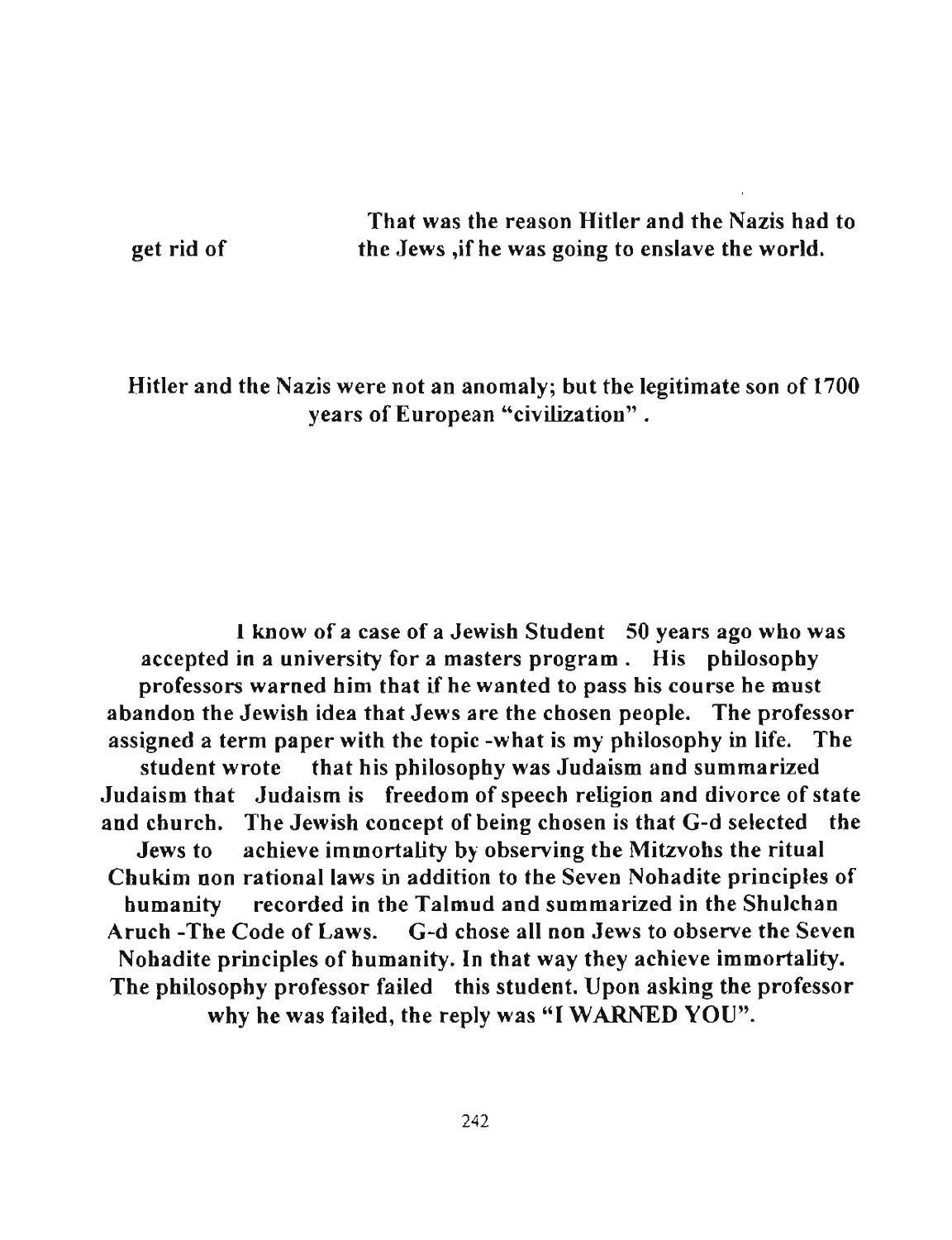That was the reason Hitler and the Nazis had to get rid of the Jews ,if he was going to enslave the world.

Hitler and the Nazis were not an anomaly; but the legitimate son of 1700 years of European "civilization" .

I know of a case of a Jewish Student 50 years ago who was accepted in a university for a masters program . His philosophy professors warned him that if he wanted to pass his course he must abandon the Jewish idea that Jews are the chosen people. The professor assigned a term paper with the topic -what is my philosophy in life. The student wrote that his philosophy was Judaism and summarized Judaism that Judaism is freedom of speech religion and divorce of state and church. The Jewish concept of being chosen is that G-d selected the Jews to achieve immortality by observing the Mitzvohs the ritual Chukim non rational laws in addition to the Seven Nohadite principles of humanity recorded in the Talmud and summarized in the Shulchan Aruch -The Code of Laws. G-d chose all non Jews to observe the Seven Nohadite principles of humanity. In that way they achieve immortality. The philosophy professor failed this student. Upon asking the professor why he was failed, the reply was "I WARNED YOU".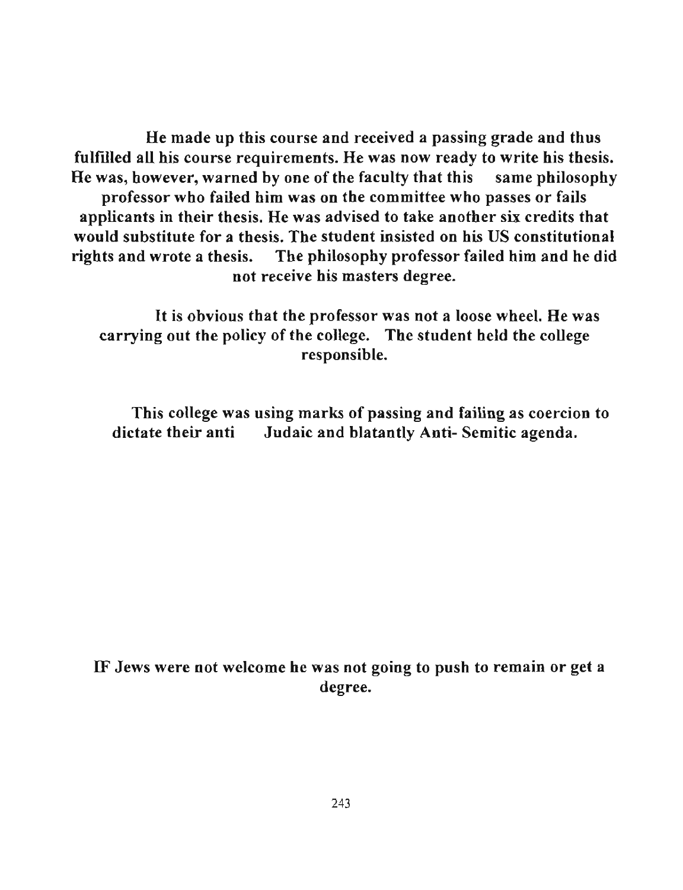**He made up this course and received a passing grade and thus fulfilled all his course requirements. He was now ready to write his thesis. He was, however, warned by one of the faculty that this same philosophy professor who failed him was on the committee who passes or fails applicants in their thesis. He was advised to take another six credits that would substitute for a thesis. The student insisted on his US constitutional rights and wrote a thesis. The philosophy professor failed him and he did not receive his masters degree.**

**It is obvious that the professor was not a loose wheel. He was carrying out the policy of the college. The student held the college responsible.**

**This college was using marks of passing and failing as coercion to dictate their anti Judaic and blatantly Anti- Semitic agenda.**

**IF Jews were not welcome he was not going to push to remain or get a degree.**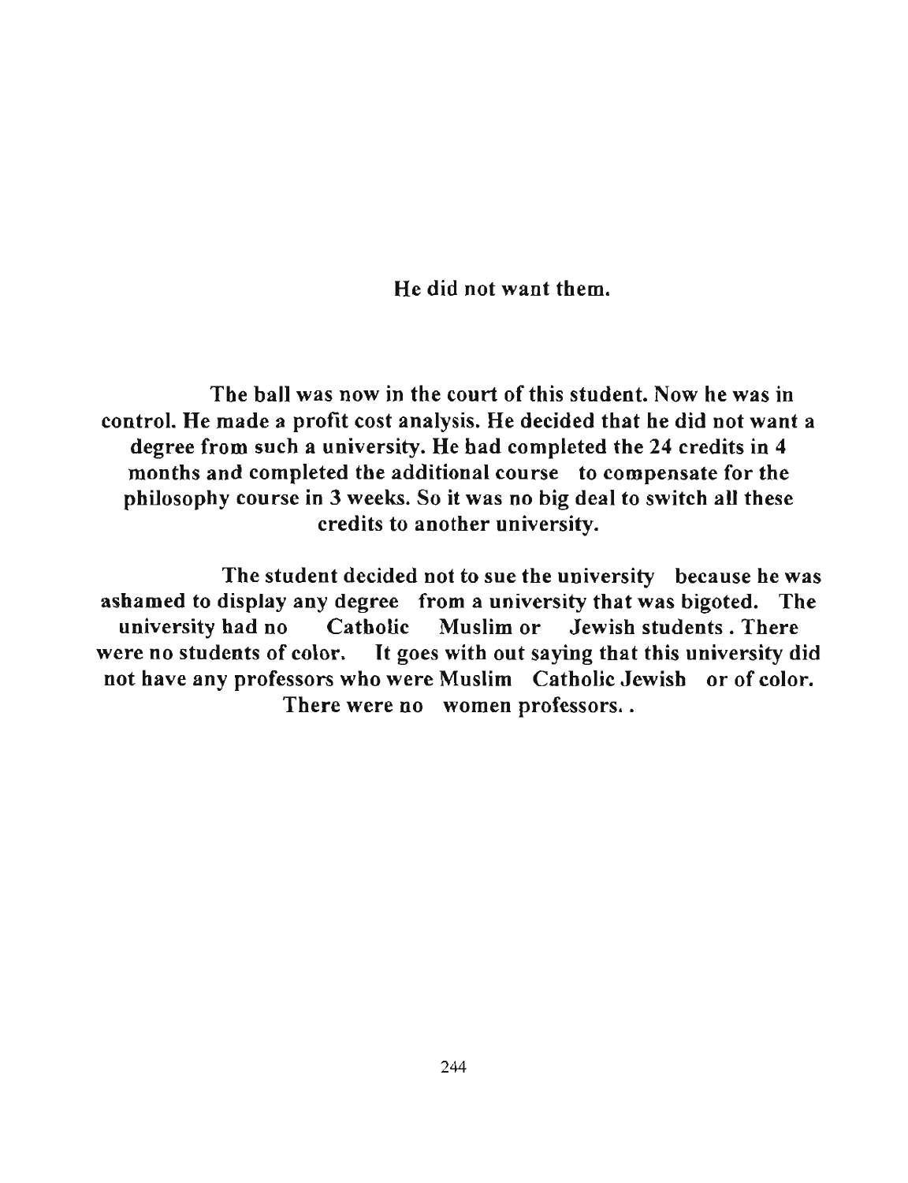**He did not want them.**

**The ball was now in the court of this student. Now he was in control. He made a profit cost analysis. He decided that he did not want a degree from such a university. He had completed the 24 credits in 4 months and completed the additional course to compensate for the philosophy course in 3 weeks. So it was no big deal to switch all these credits to another university.**

**The student decided not to sue the university because he was ashamed to display any degree from a university that was bigoted. The university had no Catholic Muslim or Jewish students . There were no students of color. It goes with out saying that this university did not have any professors who were Muslim Catholic Jewish or of color. There were no women professors. .**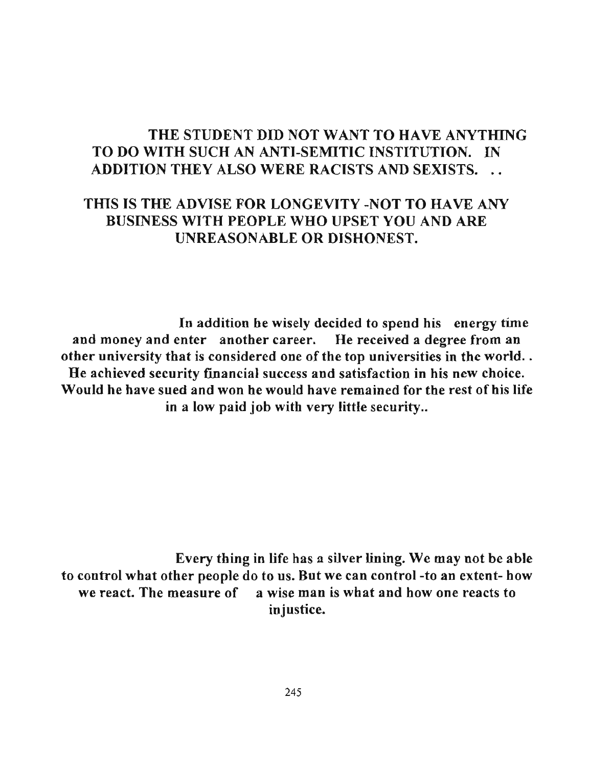**THE STUDENT DID NOT WANT TO HAVE ANYTHING TO DO WITH SUCH AN ANTI-SEMITIC INSTITUTION. IN ADDITION THEY ALSO WERE RACISTS AND SEXISTS. . .**

**THIS IS THE ADVISE FOR LONGEVITY -NOT TO HAVE ANY BUSINESS WITH PEOPLE WHO UPSET YOU AND ARE UNREASONABLE OR DISHONEST.**

**In addition he wisely decided to spend his energy time and money and enter another career. He received a degree from an other university that is considered one of the top universities in the world. . He achieved security financial success and satisfaction in his new choice. Would he have sued and won he would have remained for the rest of his life in a low paid job with very little security..**

**Every thing in life has a silver lining. We may not be able to control what other people do to us. But we can control -to an extent- how we react. The measure of a wise man is what and how one reacts to injustice.**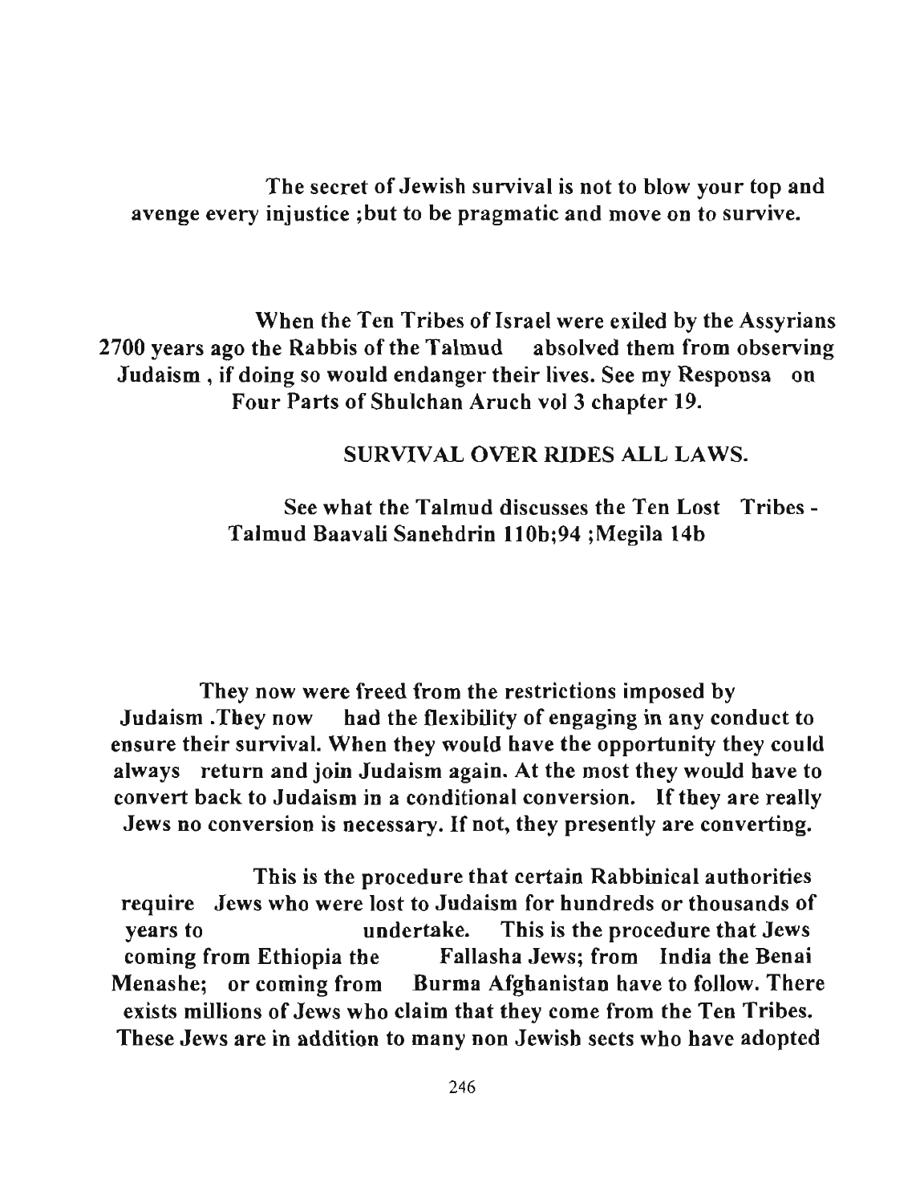The secret of Jewish survival is not to blow your top and avenge every injustice ;but to be pragmatic and move on to survive.

When the Ten Tribes of Israel were exiled by the Assyrians 2700 years ago the Rabbis of the Talmud absolved them from observing Judaism , if doing so would endanger their lives. See my Responsa on Four Parts of Shulchan Aruch vol 3 chapter 19.

SURVIVAL OVER RIDES ALL LAWS.

See what the Talmud discusses the Ten Lost Tribes - Talmud Baavali Sanehdrin 110b;94 ;Megila 14b

They now were freed from the restrictions imposed by Judaism .They now had the flexibility of engaging in any conduct to ensure their survival. When they would have the opportunity they could always return and join Judaism again. At the most they would have to convert back to Judaism in a conditional conversion. If they are really Jews no conversion is necessary. If not, they presently are converting.

This is the procedure that certain Rabbinical authorities require Jews who were lost to Judaism for hundreds or thousands of years to undertake. This is the procedure that Jews coming from Ethiopia the Fallasha Jews; from India the Benai Menashe; or coming from Burma Afghanistan have to follow. There exists millions of Jews who claim that they come from the Ten Tribes. These Jews are in addition to many non Jewish sects who have adopted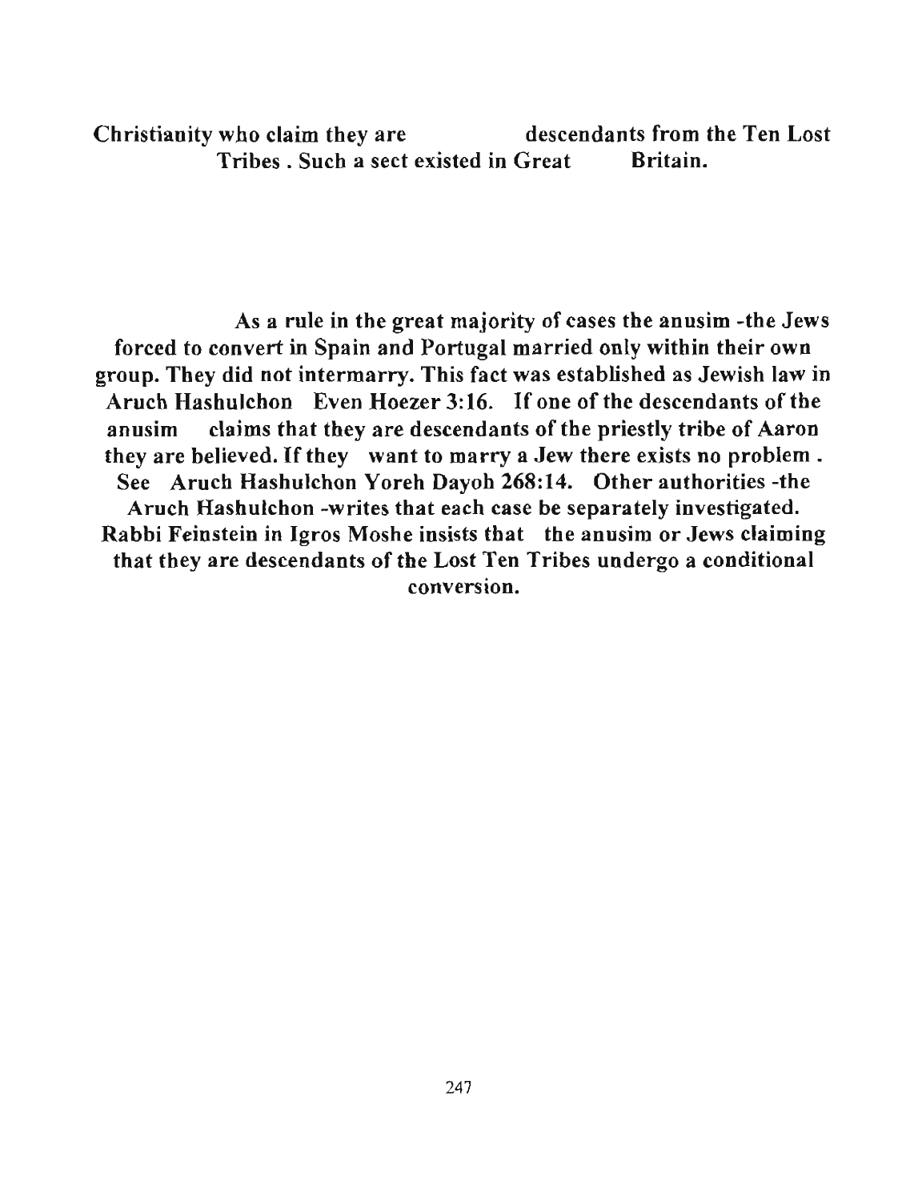Christianity who claim they are descendants from the Ten Lost Tribes . Such a sect existed in Great Britain.

As a rule in the great majority of cases the anusim -the Jews forced to convert in Spain and Portugal married only within their own group. They did not intermarry. This fact was established as Jewish law in Aruch Hashulchon Even Hoezer 3:16. If one of the descendants of the anusim claims that they are descendants of the priestly tribe of Aaron they are believed. If they want to marry a Jew there exists no problem . See Aruch Hashulchon Yoreh Dayoh 268:14. Other authorities -the Aruch Hashulchon -writes that each case be separately investigated. Rabbi Feinstein in Igros Moshe insists that the anusim or Jews claiming that they are descendants of the Lost Ten Tribes undergo a conditional conversion.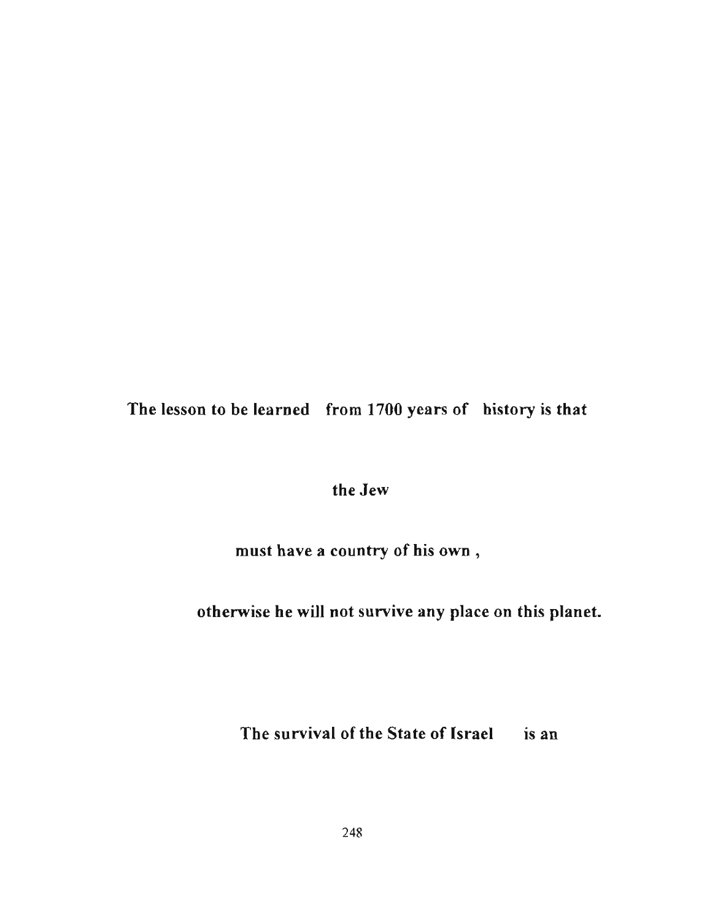**The lesson to be learned from 1700 years of history is that**

**the Jew**

**must have a country of his own ,**

**otherwise he will not survive any place on this planet.**

**The survival of the State of Israel is an**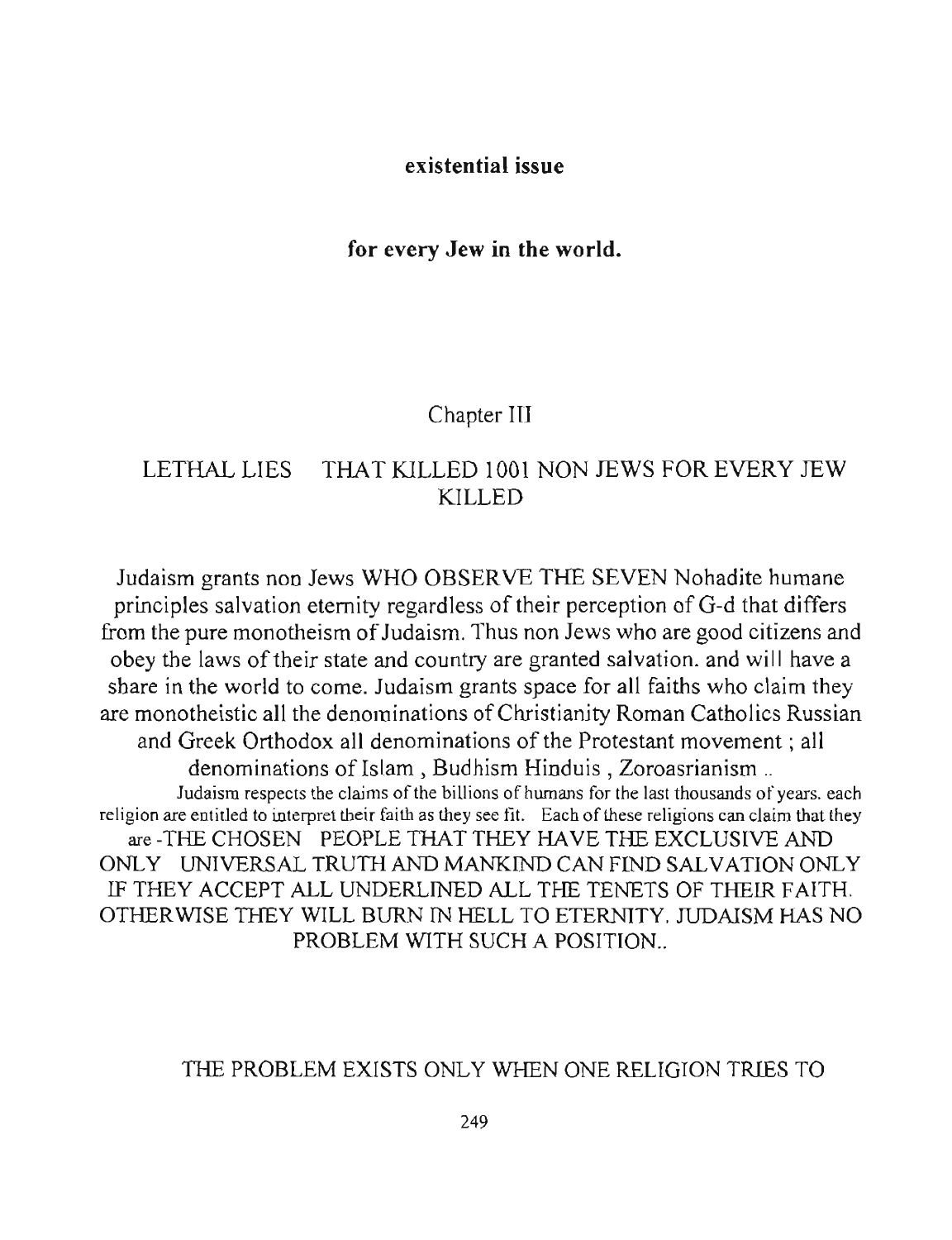**existential issue**

**for every Jew in the world.**

## Chapter III

## LETHAL LIES THAT KILLED 1001 NON JEWS FOR EVERY JEW KILLED

Judaism grants non Jews WHO OBSERVE THE SEVEN Nohadite humane principles salvation eternity regardless of their perception of G-d that differs from the pure monotheism of Judaism. Thus non Jews who are good citizens and obey the laws of their state and country are granted salvation. and will have a share in the world to come. Judaism grants space for all faiths who claim they are monotheistic all the denominations of Christianity Roman Catholics Russian and Greek Orthodox all denominations of the Protestant movement ; all denominations of Islam , Budhism Hinduis , Zoroasrianism ..

Judaism respects the claims of the billions of humans for the last thousands of years. each religion are entitled to interpret their faith as they see fit. Each of these religions can claim that they are -THE CHOSEN PEOPLE THAT THEY HAVE THE EXCLUSIVE AND ONLY UNIVERSAL TRUTH AND MANKIND CAN FIND SALVATION ONLY IF THEY ACCEPT ALL UNDERLINED ALL THE TENETS OF THEIR FAITH. OTHERWISE THEY WILL BURN IN HELL TO ETERNITY. JUDAISM HAS NO PROBLEM WITH SUCH A POSITION..

THE PROBLEM EXISTS ONLY WHEN ONE RELIGION TRIES TO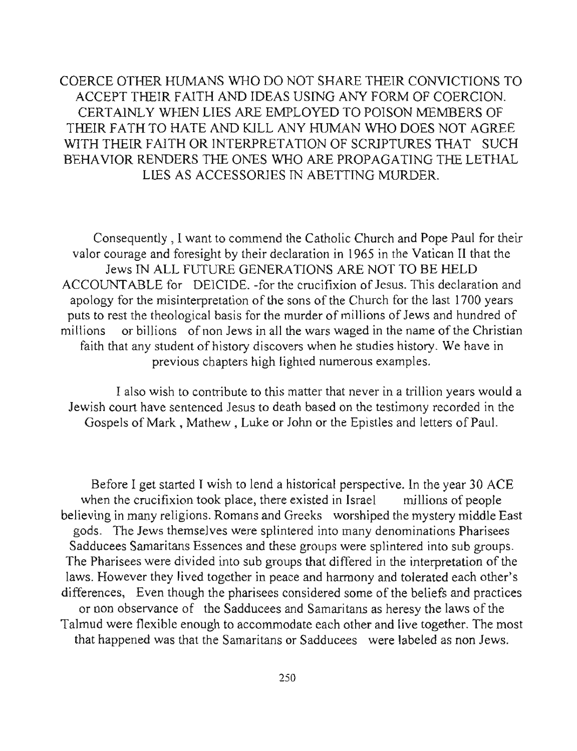COERCE OTHER HUMANS WHO DO NOT SHARE THEIR CONVICTIONS TO ACCEPT THEIR FAITH AND IDEAS USING ANY FORM OF COERCION. CERTAINLY WHEN LIES ARE EMPLOYED TO POISON MEMBERS OF THEIR FATH TO HATE AND KILL ANY HUMAN WHO DOES NOT AGREE WITH THEIR FAITH OR INTERPRETATION OF SCRIPTURES THAT SUCH BEHAVIOR RENDERS THE ONES WHO ARE PROPAGATING THE LETHAL LIES AS ACCESSORIES IN ABETTING MURDER.

Consequently , I want to commend the Catholic Church and Pope Paul for their valor courage and foresight by their declaration in 1965 in the Vatican II that the Jews IN ALL FUTURE GENERATIONS ARE NOT TO BE HELD ACCOUNTABLE for DEICIDE. -for the crucifixion of Jesus. This declaration and apology for the misinterpretation of the sons of the Church for the last 1700 years puts to rest the theological basis for the murder of millions of Jews and hundred of millions or billions of non Jews in all the wars waged in the name of the Christian faith that any student of history discovers when he studies history. We have in previous chapters high lighted numerous examples.

I also wish to contribute to this matter that never in a trillion years would a Jewish court have sentenced Jesus to death based on the testimony recorded in the Gospels of Mark , Mathew , Luke or John or the Epistles and letters of Paul.

Before I get started I wish to lend a historical perspective. In the year 30 ACE when the crucifixion took place, there existed in Israel millions of people believing in many religions. Romans and Greeks worshiped the mystery middle East gods. The Jews themselves were splintered into many denominations Pharisees Sadducees Samaritans Essences and these groups were splintered into sub groups. The Pharisees were divided into sub groups that differed in the interpretation of the laws. However they lived together in peace and harmony and tolerated each other's differences, Even though the pharisees considered some of the beliefs and practices or non observance of the Sadducees and Samaritans as heresy the laws of the Talmud were flexible enough to accommodate each other and live together. The most that happened was that the Samaritans or Sadducees were labeled as non Jews.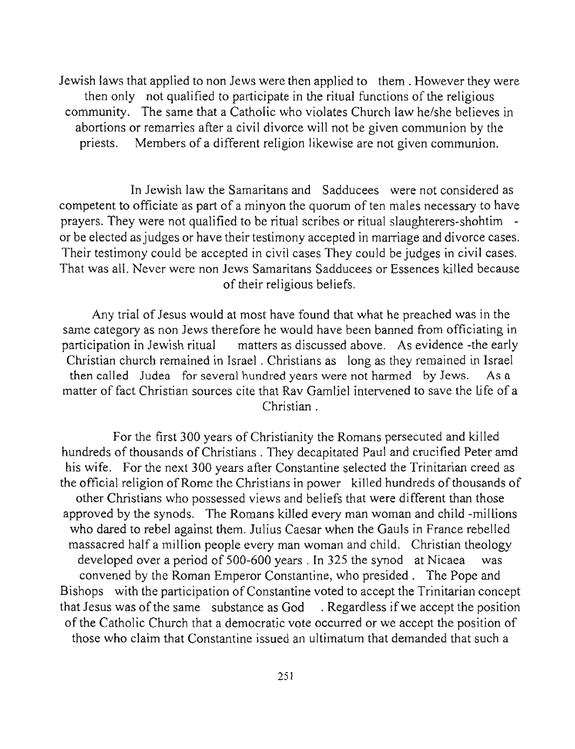Jewish laws that applied to non Jews were then applied to them . However they were then only not qualified to participate in the ritual functions of the religious community. The same that a Catholic who violates Church law he/she believes in abortions or remarries after a civil divorce will not be given communion by the priests. Members of a different religion likewise are not given communion.

In Jewish law the Samaritans and Sadducees were not considered as competent to officiate as part of a minyon the quorum of ten males necessary to have prayers. They were not qualified to be ritual scribes or ritual slaughterers-shohtim - or be elected as judges or have their testimony accepted in marriage and divorce cases. Their testimony could be accepted in civil cases They could be judges in civil cases. That was all. Never were non Jews Samaritans Sadducees or Essences killed because of their religious beliefs.

Any trial of Jesus would at most have found that what he preached was in the same category as non Jews therefore he would have been banned from officiating in participation in Jewish ritual matters as discussed above. As evidence -the early Christian church remained in Israel . Christians as long as they remained in Israel then called Judea for several hundred years were not harmed by Jews. As a matter of fact Christian sources cite that Rav Gamliel intervened to save the life of a Christian .

For the first 300 years of Christianity the Romans persecuted and killed hundreds of thousands of Christians . They decapitated Paul and crucified Peter amd his wife. For the next 300 years after Constantine selected the Trinitarian creed as the official religion of Rome the Christians in power killed hundreds of thousands of other Christians who possessed views and beliefs that were different than those approved by the synods. The Romans killed every man woman and child -millions who dared to rebel against them. Julius Caesar when the Gauls in France rebelled massacred half a million people every man woman and child. Christian theology developed over a period of 500-600 years . In 325 the synod at Nicaea was convened by the Roman Emperor Constantine, who presided . The Pope and Bishops with the participation of Constantine voted to accept the Trinitarian concept that Jesus was of the same substance as God . Regardless if we accept the position of the Catholic Church that a democratic vote occurred or we accept the position of those who claim that Constantine issued an ultimatum that demanded that such a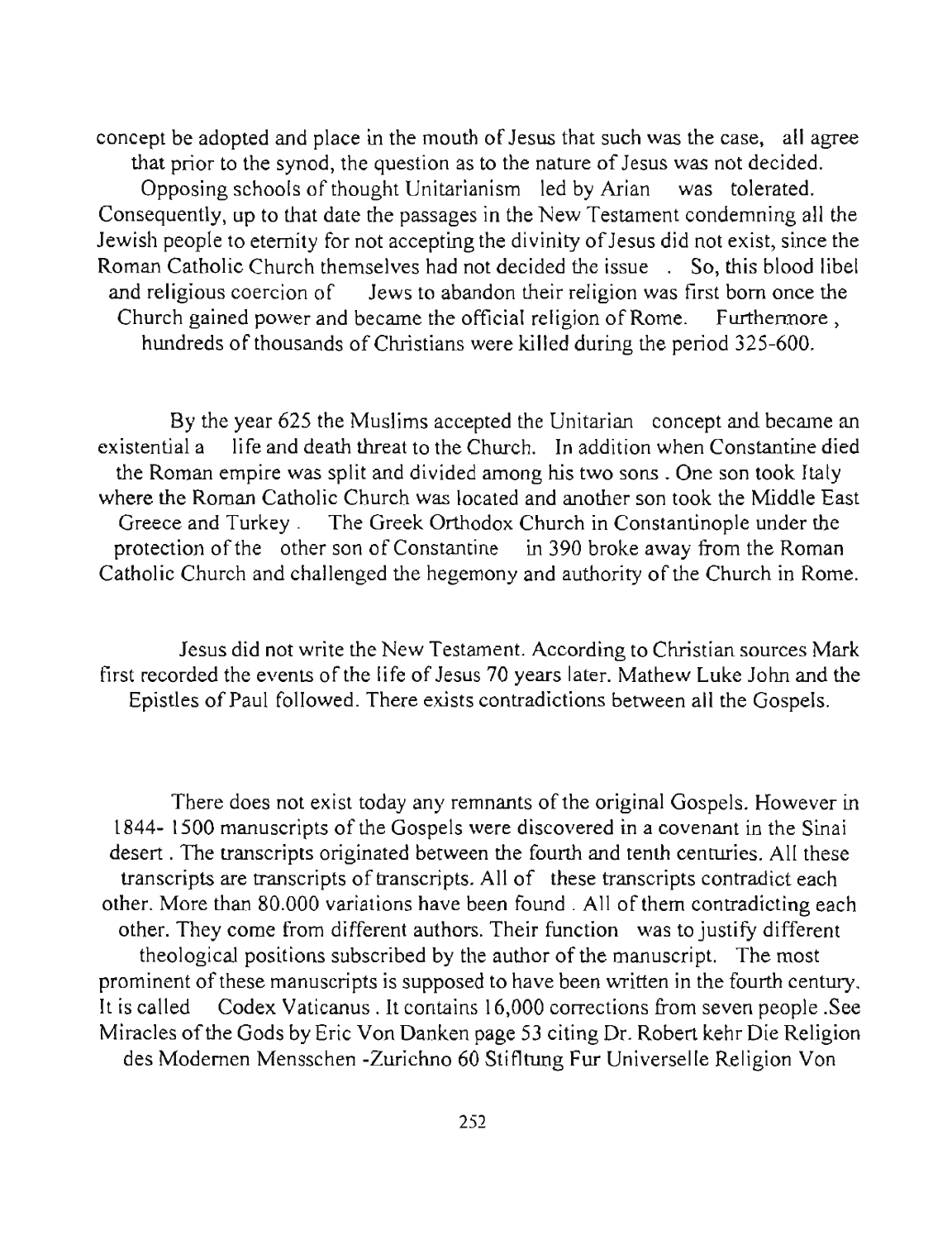concept be adopted and place in the mouth of Jesus that such was the case, all agree that prior to the synod, the question as to the nature of Jesus was not decided. Opposing schools of thought Unitarianism led by Arian was tolerated. Consequently, up to that date the passages in the New Testament condemning all the Jewish people to eternity for not accepting the divinity of Jesus did not exist, since the Roman Catholic Church themselves had not decided the issue . So, this blood libel and religious coercion of Jews to abandon their religion was first born once the Church gained power and became the official religion of Rome. Furthermore , hundreds of thousands of Christians were killed during the period 325-600.

By the year 625 the Muslims accepted the Unitarian concept and became an existential a life and death threat to the Church. In addition when Constantine died the Roman empire was split and divided among his two sons . One son took Italy where the Roman Catholic Church was located and another son took the Middle East Greece and Turkey . The Greek Orthodox Church in Constantinople under the protection of the other son of Constantine in 390 broke away from the Roman Catholic Church and challenged the hegemony and authority of the Church in Rome.

Jesus did not write the New Testament. According to Christian sources Mark first recorded the events of the life of Jesus 70 years later. Mathew Luke John and the Epistles of Paul followed. There exists contradictions between all the Gospels.

There does not exist today any remnants of the original Gospels. However in 1844- 1500 manuscripts of the Gospels were discovered in a covenant in the Sinai desert . The transcripts originated between the fourth and tenth centuries. All these transcripts are transcripts of transcripts. All of these transcripts contradict each other. More than 80.000 variations have been found . All of them contradicting each other. They come from different authors. Their function was to justify different theological positions subscribed by the author of the manuscript. The most prominent of these manuscripts is supposed to have been written in the fourth century. It is called Codex Vaticanus . It contains 16,000 corrections from seven people .See Miracles of the Gods by Eric Von Danken page 53 citing Dr. Robert kehr Die Religion des Modernen Mensschen -Zurichno 60 Stifltung Fur Universelle Religion Von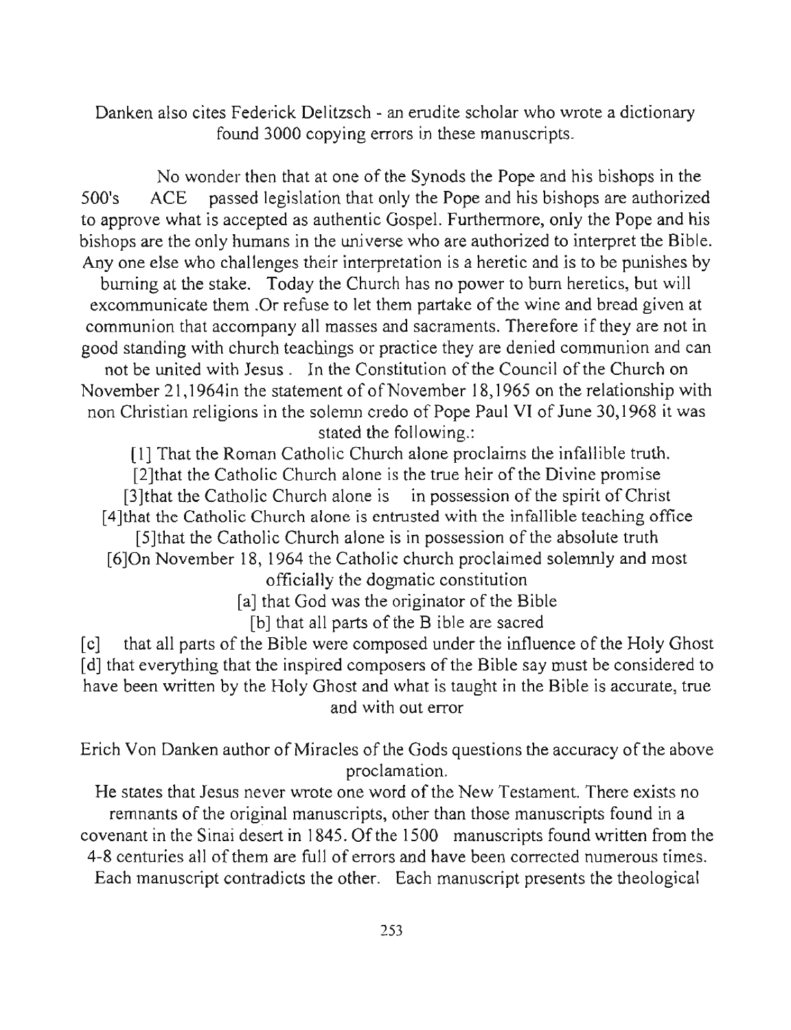Danken also cites Federick Delitzsch - an erudite scholar who wrote a dictionary found 3000 copying errors in these manuscripts.

No wonder then that at one of the Synods the Pope and his bishops in the 500's ACE passed legislation that only the Pope and his bishops are authorized to approve what is accepted as authentic Gospel. Furthermore, only the Pope and his bishops are the only humans in the universe who are authorized to interpret the Bible. Any one else who challenges their interpretation is a heretic and is to be punishes by burning at the stake. Today the Church has no power to burn heretics, but will excommunicate them .Or refuse to let them partake of the wine and bread given at communion that accompany all masses and sacraments. Therefore if they are not in good standing with church teachings or practice they are denied communion and can not be united with Jesus . In the Constitution of the Council of the Church on November 21,1964in the statement of of November 18,1965 on the relationship with non Christian religions in the solemn credo of Pope Paul VI of June 30,1968 it was stated the following.:

[1] That the Roman Catholic Church alone proclaims the infallible truth.

[2]that the Catholic Church alone is the true heir of the Divine promise

[3]that the Catholic Church alone is in possession of the spirit of Christ

[4]that the Catholic Church alone is entrusted with the infallible teaching office

[5]that the Catholic Church alone is in possession of the absolute truth

[6]On November 18, 1964 the Catholic church proclaimed solemnly and most officially the dogmatic constitution

[a] that God was the originator of the Bible

[b] that all parts of the B ible are sacred

[c] that all parts of the Bible were composed under the influence of the Holy Ghost

[d] that everything that the inspired composers of the Bible say must be considered to have been written by the Holy Ghost and what is taught in the Bible is accurate, true and with out error

Erich Von Danken author of Miracles of the Gods questions the accuracy of the above proclamation.

He states that Jesus never wrote one word of the New Testament. There exists no remnants of the original manuscripts, other than those manuscripts found in a covenant in the Sinai desert in 1845. Of the 1500 manuscripts found written from the 4-8 centuries all of them are full of errors and have been corrected numerous times. Each manuscript contradicts the other. Each manuscript presents the theological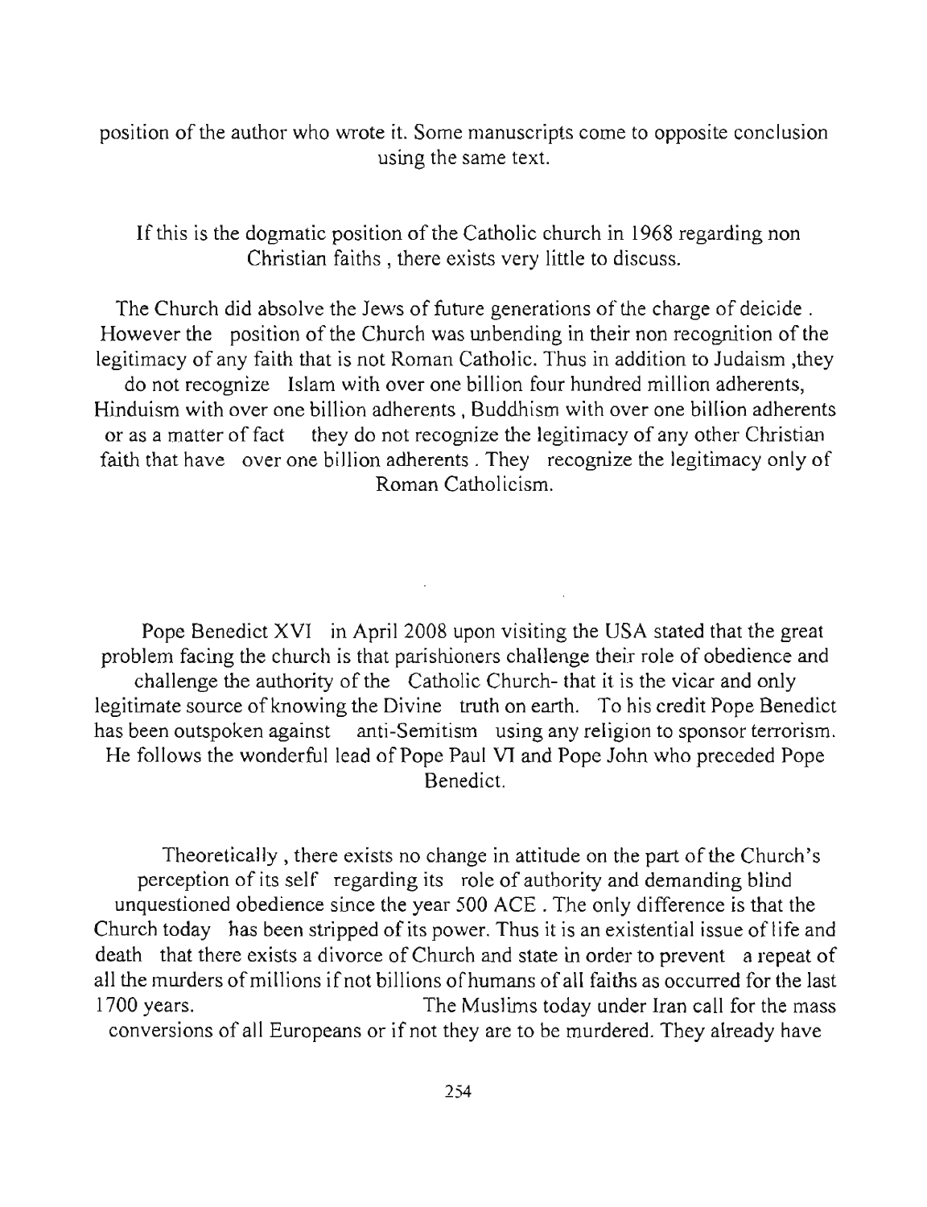position of the author who wrote it. Some manuscripts come to opposite conclusion using the same text.

If this is the dogmatic position of the Catholic church in 1968 regarding non Christian faiths , there exists very little to discuss.

The Church did absolve the Jews of future generations of the charge of deicide . However the position of the Church was unbending in their non recognition of the legitimacy of any faith that is not Roman Catholic. Thus in addition to Judaism ,they do not recognize Islam with over one billion four hundred million adherents, Hinduism with over one billion adherents , Buddhism with over one billion adherents or as a matter of fact they do not recognize the legitimacy of any other Christian faith that have over one billion adherents . They recognize the legitimacy only of Roman Catholicism.

Pope Benedict XVI in April 2008 upon visiting the USA stated that the great problem facing the church is that parishioners challenge their role of obedience and challenge the authority of the Catholic Church- that it is the vicar and only legitimate source of knowing the Divine truth on earth. To his credit Pope Benedict has been outspoken against anti-Semitism using any religion to sponsor terrorism. He follows the wonderful lead of Pope Paul VI and Pope John who preceded Pope Benedict.

Theoretically , there exists no change in attitude on the part of the Church's perception of its self regarding its role of authority and demanding blind unquestioned obedience since the year 500 ACE . The only difference is that the Church today has been stripped of its power. Thus it is an existential issue of life and death that there exists a divorce of Church and state in order to prevent a repeat of all the murders of millions if not billions of humans of all faiths as occurred for the last 1700 years. The Muslims today under Iran call for the mass conversions of all Europeans or if not they are to be murdered. They already have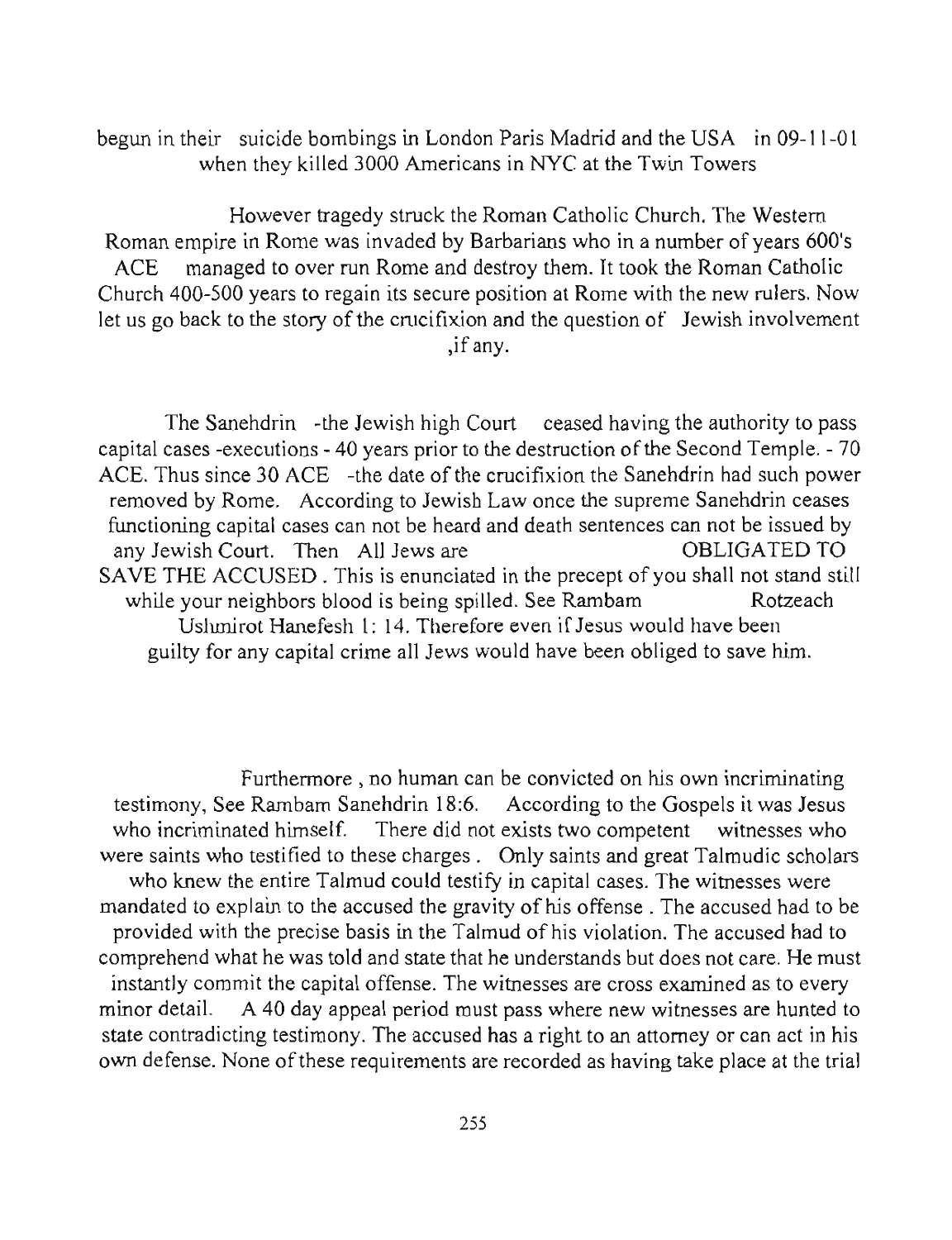begun in their suicide bombings in London Paris Madrid and the USA in 09-11-01 when they killed 3000 Americans in NYC at the Twin Towers

However tragedy struck the Roman Catholic Church. The Western Roman empire in Rome was invaded by Barbarians who in a number of years 600's ACE managed to over run Rome and destroy them. It took the Roman Catholic Church 400-500 years to regain its secure position at Rome with the new rulers. Now let us go back to the story of the crucifixion and the question of Jewish involvement ,if any.

The Sanehdrin -the Jewish high Court ceased having the authority to pass capital cases -executions - 40 years prior to the destruction of the Second Temple. - 70 ACE. Thus since 30 ACE -the date of the crucifixion the Sanehdrin had such power removed by Rome. According to Jewish Law once the supreme Sanehdrin ceases functioning capital cases can not be heard and death sentences can not be issued by any Jewish Court. Then All Jews are OBLIGATED TO SAVE THE ACCUSED . This is enunciated in the precept of you shall not stand still while your neighbors blood is being spilled. See Rambam Rotzeach Ushmirot Hanefesh 1: 14. Therefore even if Jesus would have been guilty for any capital crime all Jews would have been obliged to save him.

Furthermore , no human can be convicted on his own incriminating testimony, See Rambam Sanehdrin 18:6. According to the Gospels it was Jesus who incriminated himself. There did not exists two competent witnesses who were saints who testified to these charges . Only saints and great Talmudic scholars who knew the entire Talmud could testify in capital cases. The witnesses were mandated to explain to the accused the gravity of his offense . The accused had to be provided with the precise basis in the Talmud of his violation. The accused had to comprehend what he was told and state that he understands but does not care. He must instantly commit the capital offense. The witnesses are cross examined as to every minor detail. A 40 day appeal period must pass where new witnesses are hunted to state contradicting testimony. The accused has a right to an attorney or can act in his own defense. None of these requirements are recorded as having take place at the trial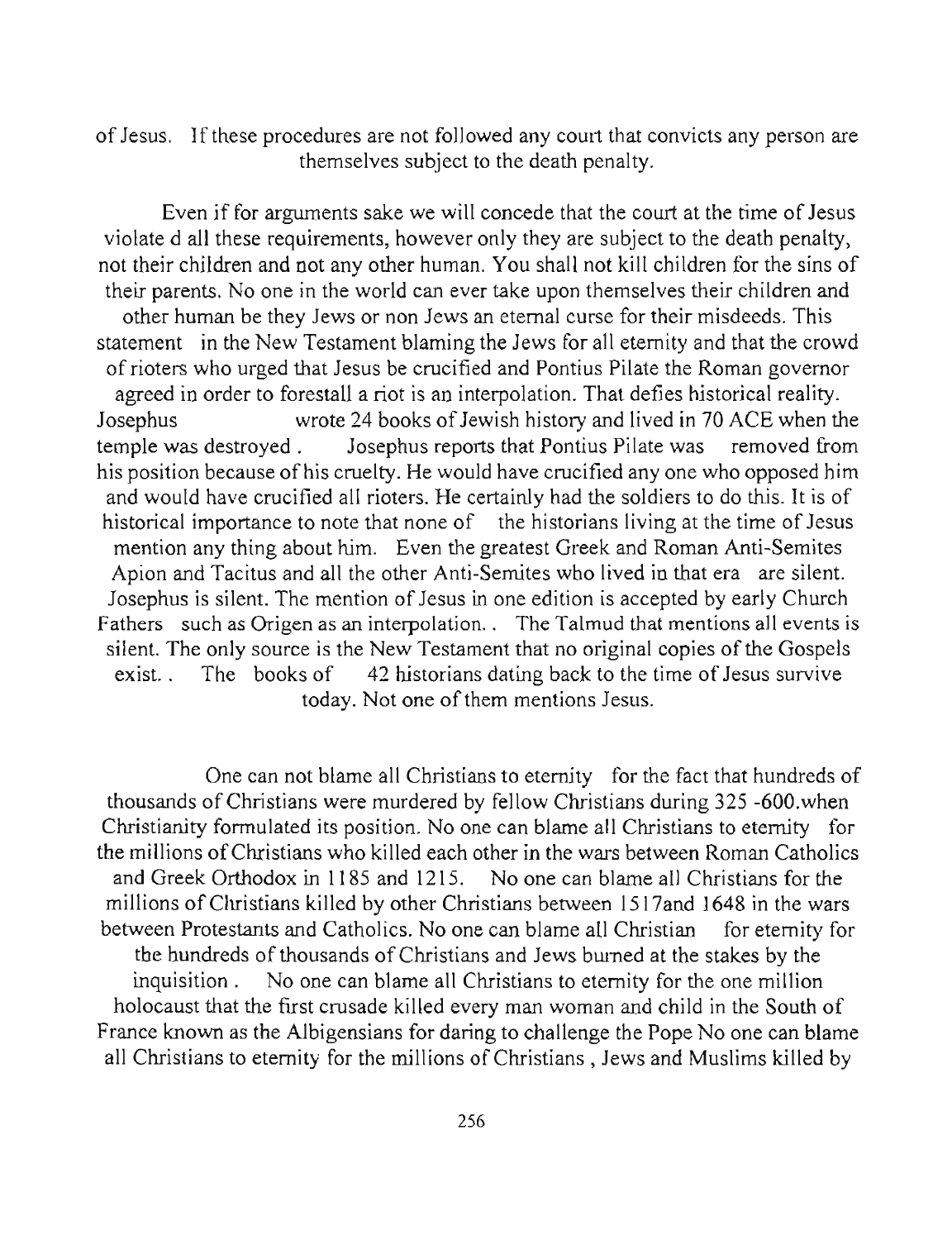of Jesus. If these procedures are not followed any court that convicts any person are themselves subject to the death penalty.

Even if for arguments sake we will concede that the court at the time of Jesus violate d all these requirements, however only they are subject to the death penalty, not their children and not any other human. You shall not kill children for the sins of their parents. No one in the world can ever take upon themselves their children and other human be they Jews or non Jews an eternal curse for their misdeeds. This statement in the New Testament blaming the Jews for all eternity and that the crowd of rioters who urged that Jesus be crucified and Pontius Pilate the Roman governor agreed in order to forestall a riot is an interpolation. That defies historical reality. Josephus wrote 24 books of Jewish history and lived in 70 ACE when the temple was destroyed . Josephus reports that Pontius Pilate was removed from his position because of his cruelty. He would have crucified any one who opposed him and would have crucified all rioters. He certainly had the soldiers to do this. It is of historical importance to note that none of the historians living at the time of Jesus mention any thing about him. Even the greatest Greek and Roman Anti-Semites Apion and Tacitus and all the other Anti-Semites who lived in that era are silent. Josephus is silent. The mention of Jesus in one edition is accepted by early Church Fathers such as Origen as an interpolation. . The Talmud that mentions all events is silent. The only source is the New Testament that no original copies of the Gospels exist. . The books of 42 historians dating back to the time of Jesus survive today. Not one of them mentions Jesus.

One can not blame all Christians to eternity for the fact that hundreds of thousands of Christians were murdered by fellow Christians during 325 -600.when Christianity formulated its position. No one can blame all Christians to eternity for the millions of Christians who killed each other in the wars between Roman Catholics and Greek Orthodox in 1185 and 1215. No one can blame all Christians for the millions of Christians killed by other Christians between 1517and 1648 in the wars between Protestants and Catholics. No one can blame all Christian for eternity for the hundreds of thousands of Christians and Jews burned at the stakes by the inquisition . No one can blame all Christians to eternity for the one million holocaust that the first crusade killed every man woman and child in the South of France known as the Albigensians for daring to challenge the Pope No one can blame all Christians to eternity for the millions of Christians , Jews and Muslims killed by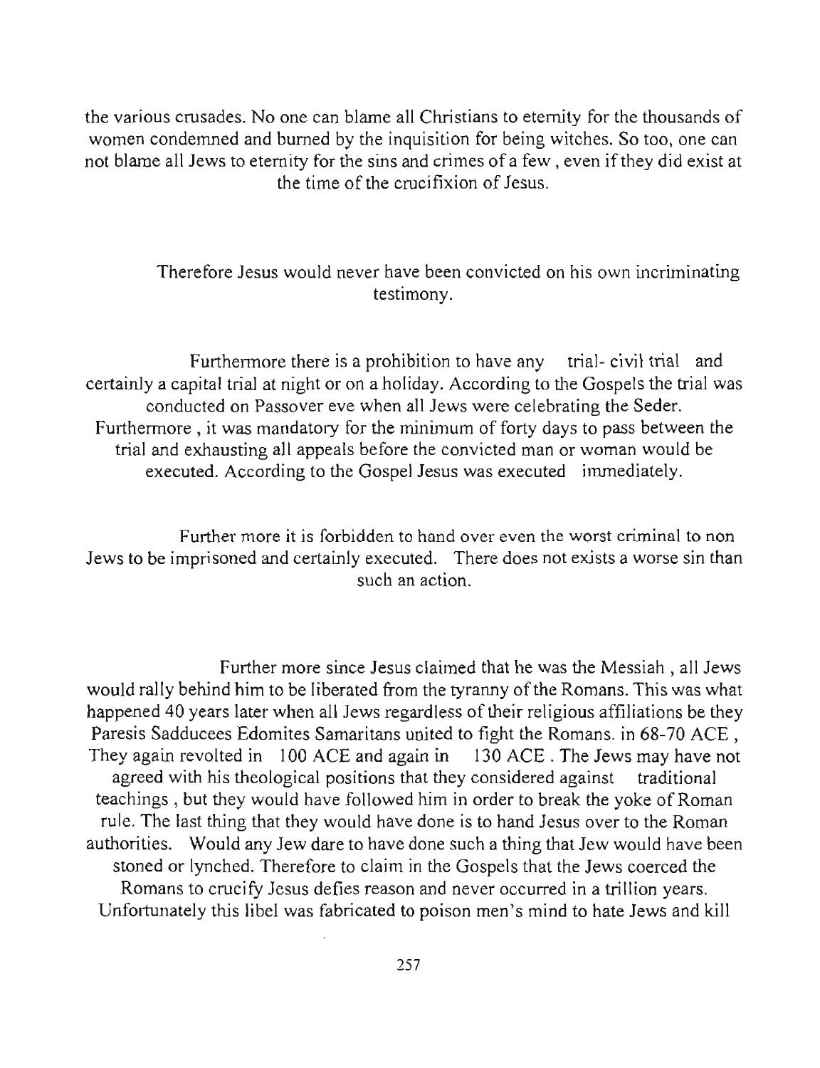the various crusades. No one can blame all Christians to eternity for the thousands of women condemned and burned by the inquisition for being witches. So too, one can not blame all Jews to eternity for the sins and crimes of a few , even if they did exist at the time of the crucifixion of Jesus.

Therefore Jesus would never have been convicted on his own incriminating testimony.

Furthermore there is a prohibition to have any trial- civil trial and certainly a capital trial at night or on a holiday. According to the Gospels the trial was conducted on Passover eve when all Jews were celebrating the Seder. Furthermore , it was mandatory for the minimum of forty days to pass between the trial and exhausting all appeals before the convicted man or woman would be executed. According to the Gospel Jesus was executed immediately.

Further more it is forbidden to hand over even the worst criminal to non Jews to be imprisoned and certainly executed. There does not exists a worse sin than such an action.

Further more since Jesus claimed that he was the Messiah , all Jews would rally behind him to be liberated from the tyranny of the Romans. This was what happened 40 years later when all Jews regardless of their religious affiliations be they Paresis Sadducees Edomites Samaritans united to fight the Romans. in 68-70 ACE , They again revolted in 100 ACE and again in 130 ACE . The Jews may have not agreed with his theological positions that they considered against traditional teachings , but they would have followed him in order to break the yoke of Roman rule. The last thing that they would have done is to hand Jesus over to the Roman authorities. Would any Jew dare to have done such a thing that Jew would have been stoned or lynched. Therefore to claim in the Gospels that the Jews coerced the Romans to crucify Jesus defies reason and never occurred in a trillion years. Unfortunately this libel was fabricated to poison men's mind to hate Jews and kill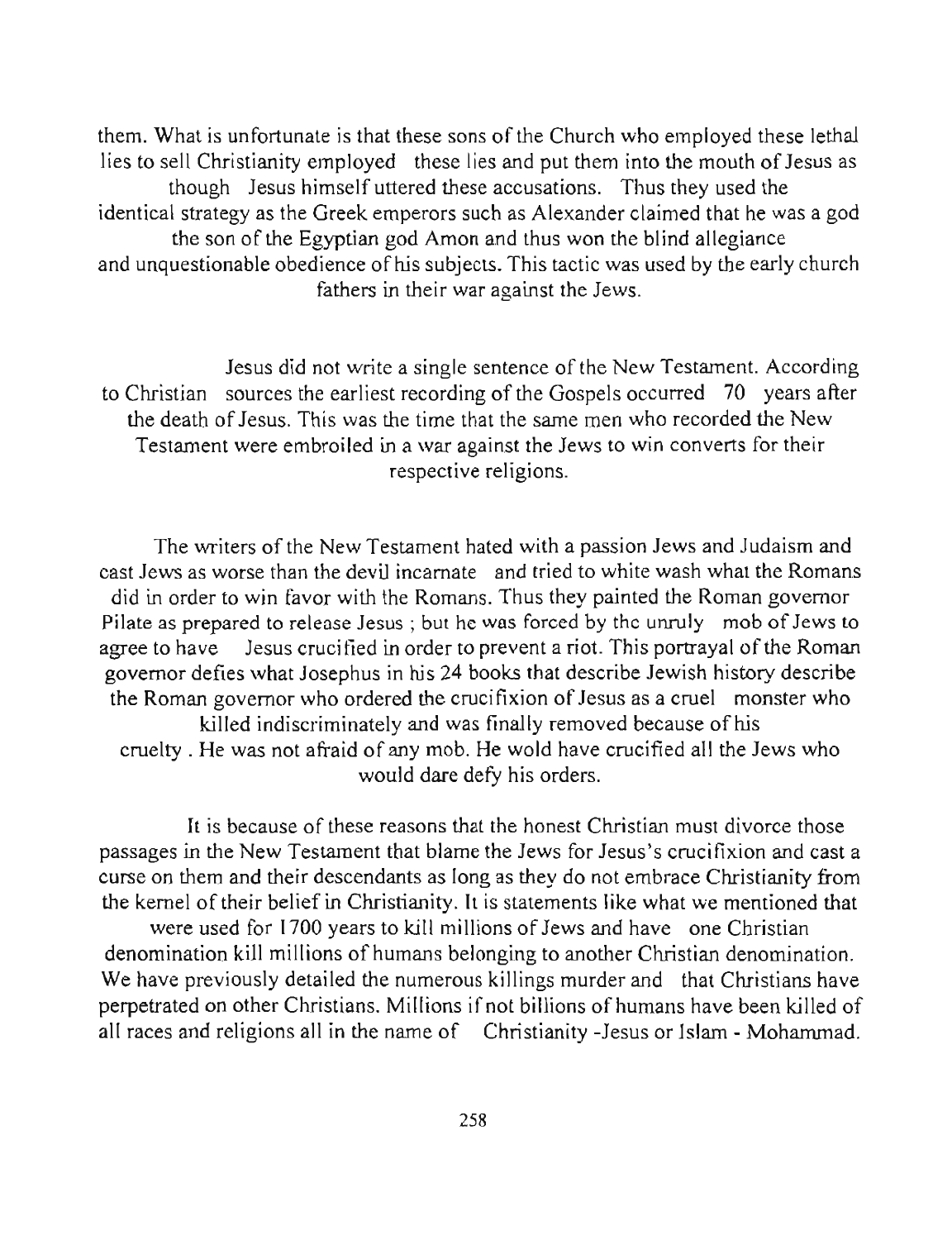them. What is unfortunate is that these sons of the Church who employed these lethal lies to sell Christianity employed these lies and put them into the mouth of Jesus as though Jesus himself uttered these accusations. Thus they used the identical strategy as the Greek emperors such as Alexander claimed that he was a god the son of the Egyptian god Amon and thus won the blind allegiance and unquestionable obedience of his subjects. This tactic was used by the early church fathers in their war against the Jews.

Jesus did not write a single sentence of the New Testament. According to Christian sources the earliest recording of the Gospels occurred 70 years after the death of Jesus. This was the time that the same men who recorded the New Testament were embroiled in a war against the Jews to win converts for their respective religions.

The writers of the New Testament hated with a passion Jews and Judaism and cast Jews as worse than the devil incarnate and tried to white wash what the Romans did in order to win favor with the Romans. Thus they painted the Roman governor Pilate as prepared to release Jesus ; but he was forced by the unruly mob of Jews to agree to have Jesus crucified in order to prevent a riot. This portrayal of the Roman governor defies what Josephus in his 24 books that describe Jewish history describe the Roman governor who ordered the crucifixion of Jesus as a cruel monster who killed indiscriminately and was finally removed because of his cruelty . He was not afraid of any mob. He wold have crucified all the Jews who would dare defy his orders.

It is because of these reasons that the honest Christian must divorce those passages in the New Testament that blame the Jews for Jesus's crucifixion and cast a curse on them and their descendants as long as they do not embrace Christianity from the kernel of their belief in Christianity. It is statements like what we mentioned that were used for 1700 years to kill millions of Jews and have one Christian denomination kill millions of humans belonging to another Christian denomination. We have previously detailed the numerous killings murder and that Christians have perpetrated on other Christians. Millions if not billions of humans have been killed of all races and religions all in the name of Christianity -Jesus or Islam - Mohammad.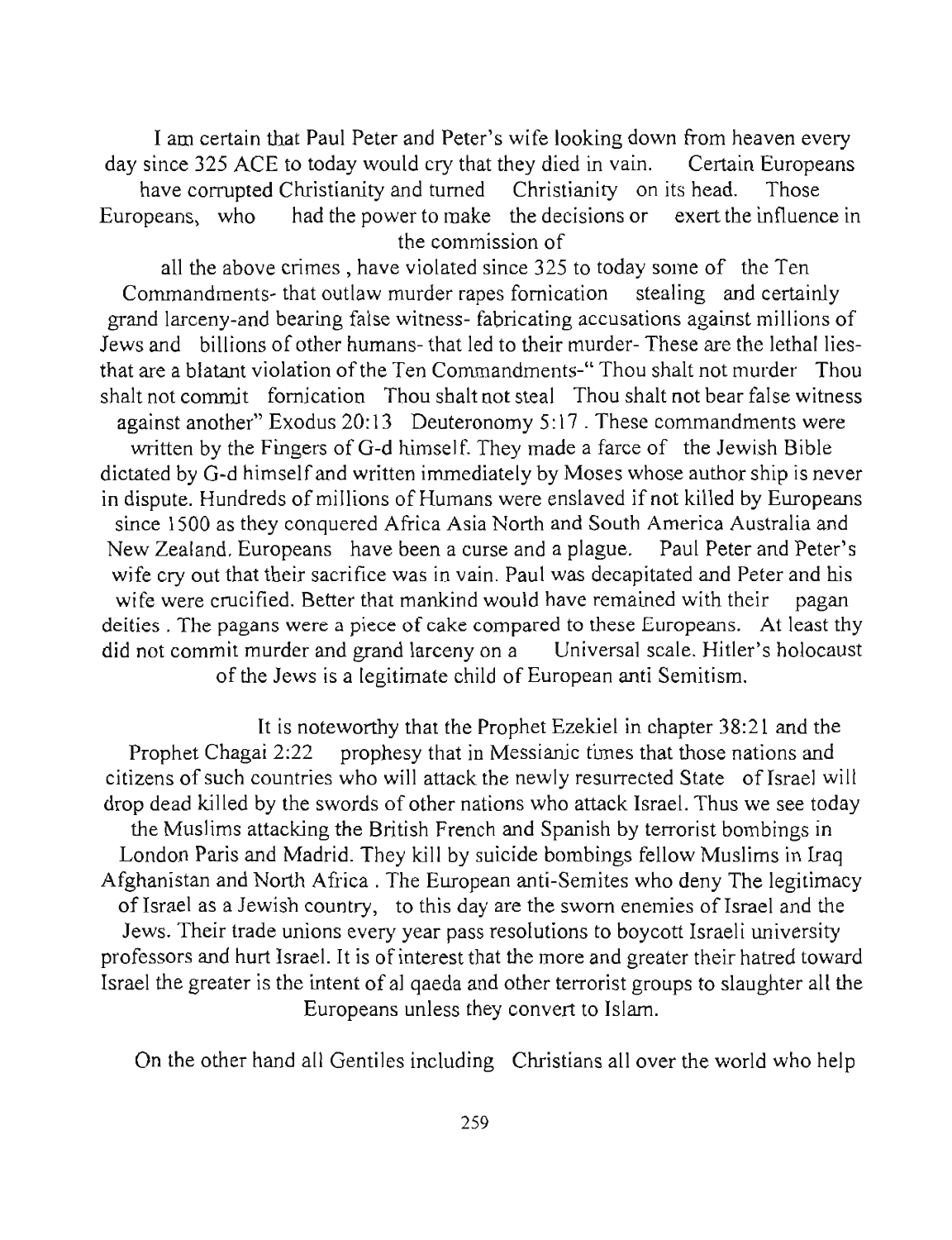I am certain that Paul Peter and Peter's wife looking down from heaven every day since 325 ACE to today would cry that they died in vain. Certain Europeans have corrupted Christianity and turned Christianity on its head. Those Europeans, who had the power to make the decisions or exert the influence in the commission of all the above crimes , have violated since 325 to today some of the Ten Commandments- that outlaw murder rapes fornication stealing and certainly grand larceny-and bearing false witness- fabricating accusations against millions of Jews and billions of other humans- that led to their murder- These are the lethal lies- that are a blatant violation of the Ten Commandments-" Thou shalt not murder Thou shalt not commit fornication Thou shalt not steal Thou shalt not bear false witness against another" Exodus 20:13 Deuteronomy 5:17 . These commandments were written by the Fingers of G-d himself. They made a farce of the Jewish Bible dictated by G-d himself and written immediately by Moses whose author ship is never in dispute. Hundreds of millions of Humans were enslaved if not killed by Europeans since 1500 as they conquered Africa Asia North and South America Australia and New Zealand. Europeans have been a curse and a plague. Paul Peter and Peter's wife cry out that their sacrifice was in vain. Paul was decapitated and Peter and his wife were crucified. Better that mankind would have remained with their pagan deities . The pagans were a piece of cake compared to these Europeans. At least thy did not commit murder and grand larceny on a Universal scale. Hitler's holocaust of the Jews is a legitimate child of European anti Semitism.

It is noteworthy that the Prophet Ezekiel in chapter 38:21 and the Prophet Chagai 2:22 prophesy that in Messianic times that those nations and citizens of such countries who will attack the newly resurrected State of Israel will drop dead killed by the swords of other nations who attack Israel. Thus we see today the Muslims attacking the British French and Spanish by terrorist bombings in London Paris and Madrid. They kill by suicide bombings fellow Muslims in Iraq Afghanistan and North Africa . The European anti-Semites who deny The legitimacy of Israel as a Jewish country, to this day are the sworn enemies of Israel and the Jews. Their trade unions every year pass resolutions to boycott Israeli university professors and hurt Israel. It is of interest that the more and greater their hatred toward Israel the greater is the intent of al qaeda and other terrorist groups to slaughter all the Europeans unless they convert to Islam.

On the other hand all Gentiles including Christians all over the world who help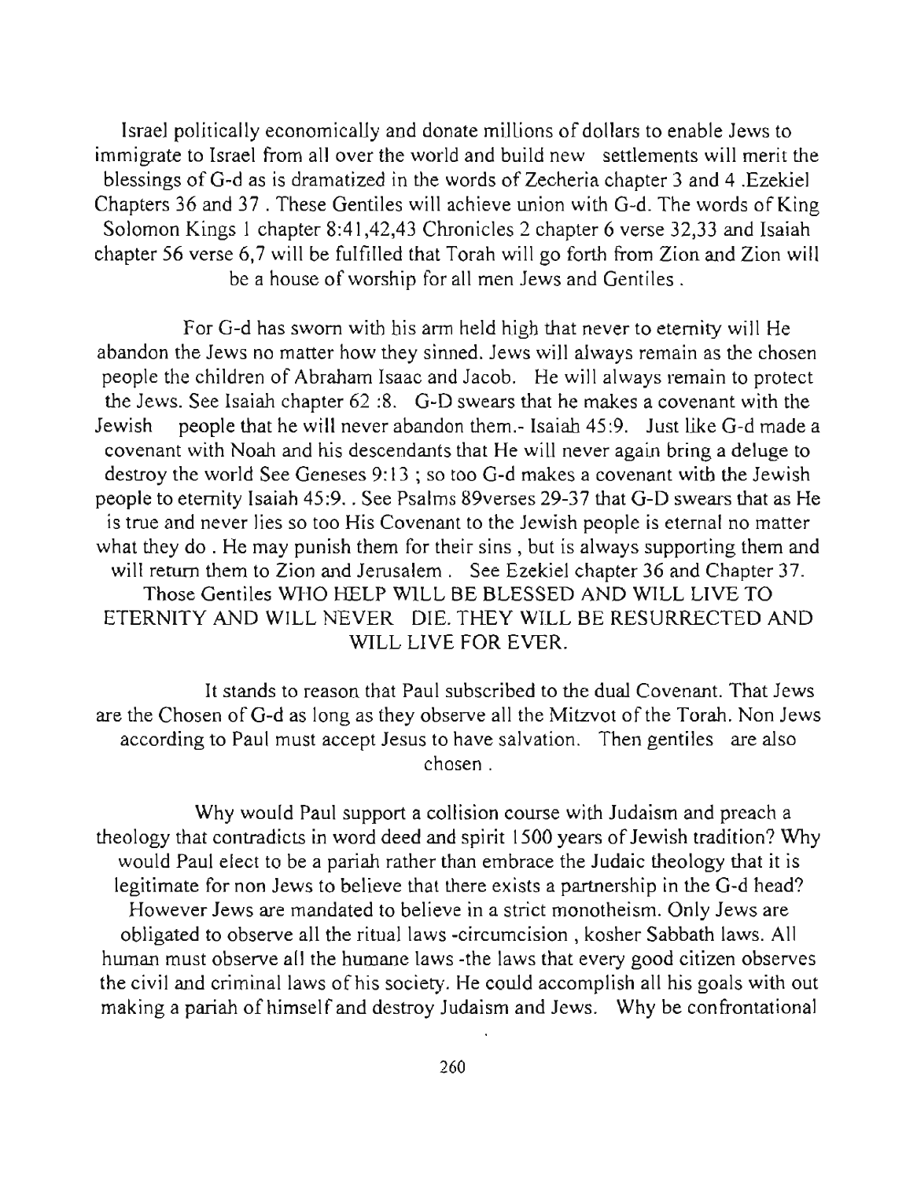Israel politically economically and donate millions of dollars to enable Jews to immigrate to Israel from all over the world and build new settlements will merit the blessings of G-d as is dramatized in the words of Zecheria chapter 3 and 4 .Ezekiel Chapters 36 and 37 . These Gentiles will achieve union with G-d. The words of King Solomon Kings 1 chapter 8:41,42,43 Chronicles 2 chapter 6 verse 32,33 and Isaiah chapter 56 verse 6,7 will be fulfilled that Torah will go forth from Zion and Zion will be a house of worship for all men Jews and Gentiles .

For G-d has sworn with his arm held high that never to eternity will He abandon the Jews no matter how they sinned. Jews will always remain as the chosen people the children of Abraham Isaac and Jacob. He will always remain to protect the Jews. See Isaiah chapter 62 :8. G-D swears that he makes a covenant with the Jewish people that he will never abandon them.- Isaiah 45:9. Just like G-d made a covenant with Noah and his descendants that He will never again bring a deluge to destroy the world See Geneses 9:13 ; so too G-d makes a covenant with the Jewish people to eternity Isaiah 45:9. . See Psalms 89verses 29-37 that G-D swears that as He is true and never lies so too His Covenant to the Jewish people is eternal no matter what they do . He may punish them for their sins , but is always supporting them and will return them to Zion and Jerusalem . See Ezekiel chapter 36 and Chapter 37. Those Gentiles WHO HELP WILL BE BLESSED AND WILL LIVE TO ETERNITY AND WILL NEVER DIE. THEY WILL BE RESURRECTED AND WILL LIVE FOR EVER.

It stands to reason that Paul subscribed to the dual Covenant. That Jews are the Chosen of G-d as long as they observe all the Mitzvot of the Torah. Non Jews according to Paul must accept Jesus to have salvation. Then gentiles are also chosen .

Why would Paul support a collision course with Judaism and preach a theology that contradicts in word deed and spirit 1500 years of Jewish tradition? Why would Paul elect to be a pariah rather than embrace the Judaic theology that it is legitimate for non Jews to believe that there exists a partnership in the G-d head? However Jews are mandated to believe in a strict monotheism. Only Jews are obligated to observe all the ritual laws -circumcision , kosher Sabbath laws. All human must observe all the humane laws -the laws that every good citizen observes the civil and criminal laws of his society. He could accomplish all his goals with out making a pariah of himself and destroy Judaism and Jews. Why be confrontational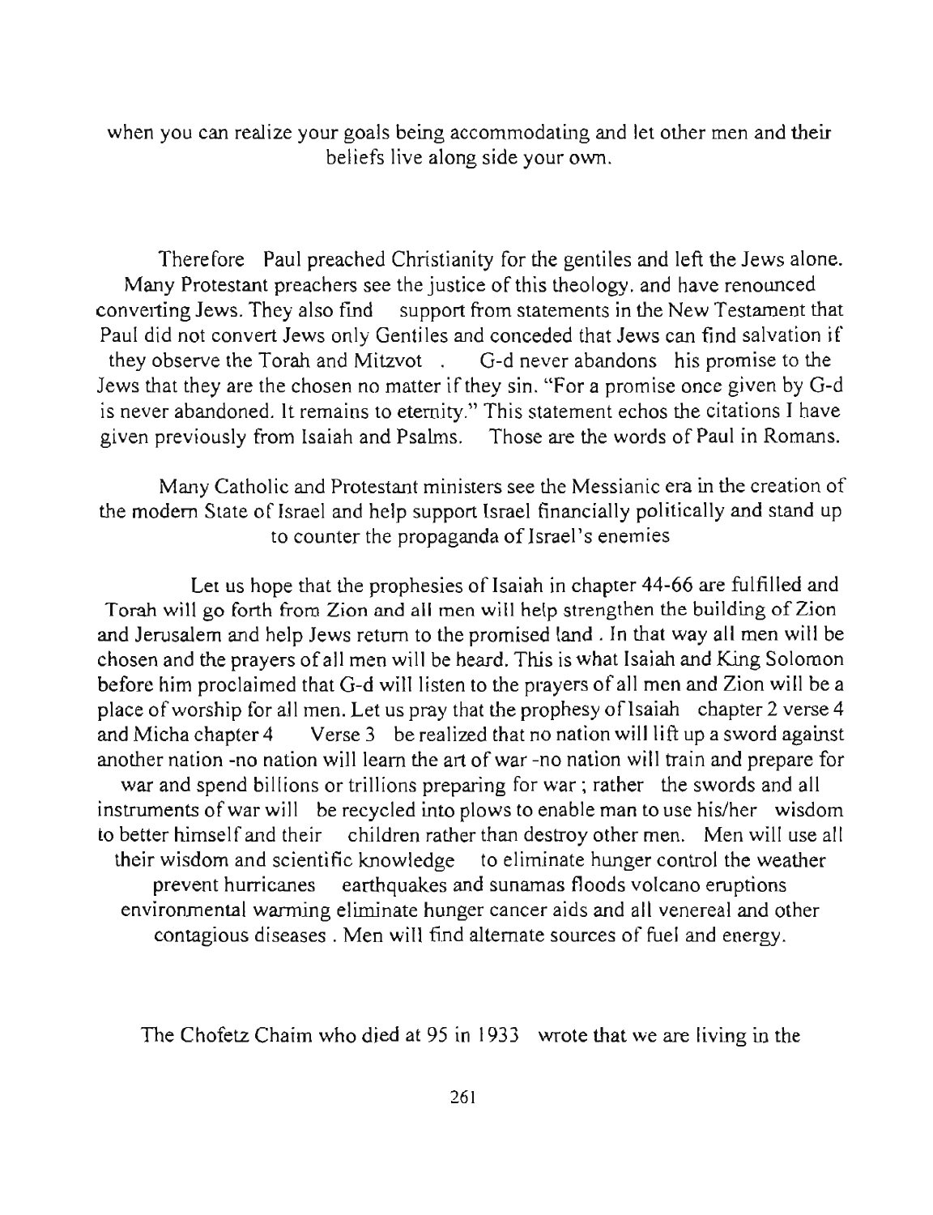when you can realize your goals being accommodating and let other men and their beliefs live along side your own.

Therefore Paul preached Christianity for the gentiles and left the Jews alone. Many Protestant preachers see the justice of this theology. and have renounced converting Jews. They also find support from statements in the New Testament that Paul did not convert Jews only Gentiles and conceded that Jews can find salvation if they observe the Torah and Mitzvot . G-d never abandons his promise to the Jews that they are the chosen no matter if they sin. "For a promise once given by G-d is never abandoned. It remains to eternity." This statement echos the citations I have given previously from Isaiah and Psalms. Those are the words of Paul in Romans.

Many Catholic and Protestant ministers see the Messianic era in the creation of the modern State of Israel and help support Israel financially politically and stand up to counter the propaganda of Israel's enemies

Let us hope that the prophesies of Isaiah in chapter 44-66 are fulfilled and Torah will go forth from Zion and all men will help strengthen the building of Zion and Jerusalem and help Jews return to the promised land . In that way all men will be chosen and the prayers of all men will be heard. This is what Isaiah and King Solomon before him proclaimed that G-d will listen to the prayers of all men and Zion will be a place of worship for all men. Let us pray that the prophesy of Isaiah chapter 2 verse 4 and Micha chapter 4 Verse 3 be realized that no nation will lift up a sword against another nation -no nation will learn the art of war -no nation will train and prepare for war and spend billions or trillions preparing for war ; rather the swords and all instruments of war will be recycled into plows to enable man to use his/her wisdom to better himself and their children rather than destroy other men. Men will use all their wisdom and scientific knowledge to eliminate hunger control the weather prevent hurricanes earthquakes and sunamas floods volcano eruptions environmental warming eliminate hunger cancer aids and all venereal and other contagious diseases . Men will find alternate sources of fuel and energy.

The Chofetz Chaim who died at 95 in 1933 wrote that we are living in the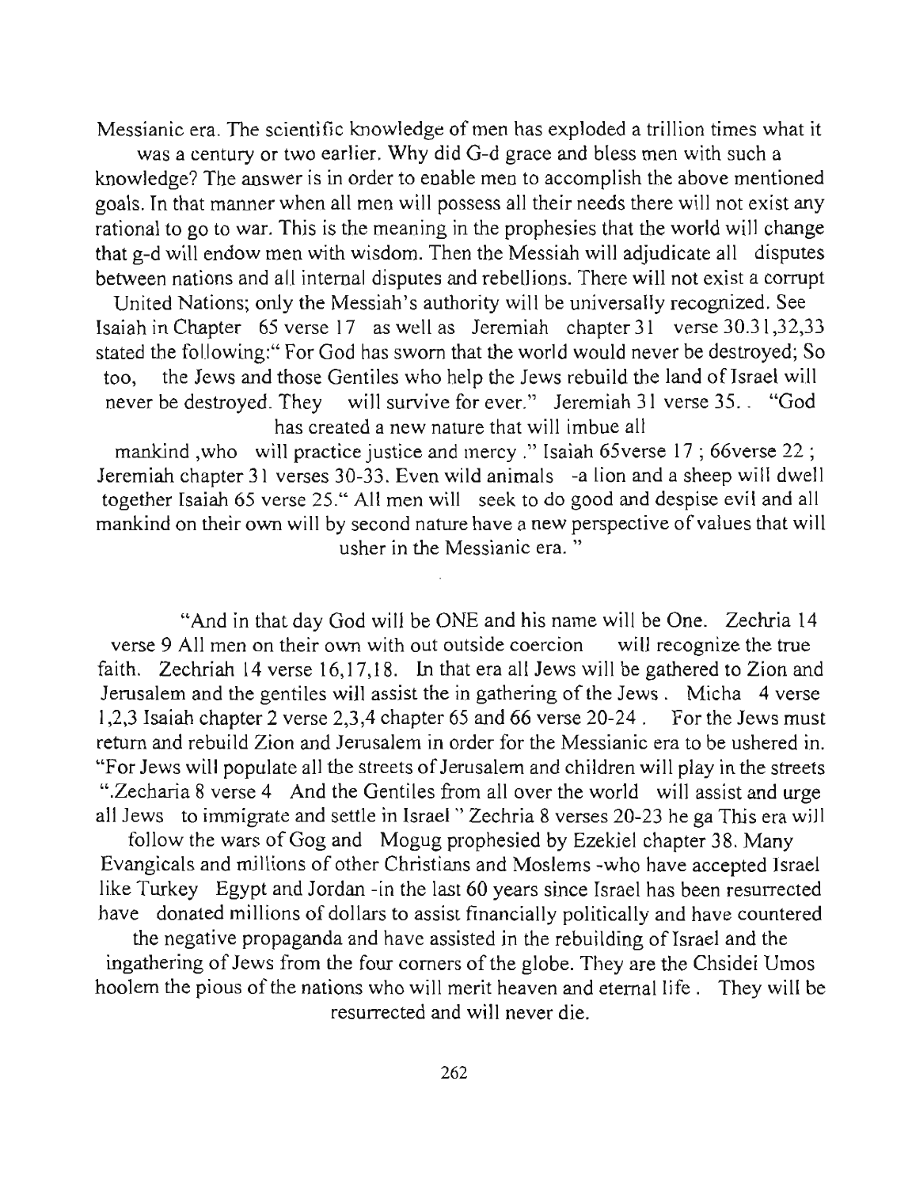Messianic era. The scientific knowledge of men has exploded a trillion times what it was a century or two earlier. Why did G-d grace and bless men with such a knowledge? The answer is in order to enable men to accomplish the above mentioned goals. In that manner when all men will possess all their needs there will not exist any rational to go to war. This is the meaning in the prophesies that the world will change that g-d will endow men with wisdom. Then the Messiah will adjudicate all disputes between nations and all internal disputes and rebellions. There will not exist a corrupt United Nations; only the Messiah's authority will be universally recognized. See Isaiah in Chapter 65 verse 17 as well as Jeremiah chapter 31 verse 30.31,32,33 stated the following:" For God has sworn that the world would never be destroyed; So too, the Jews and those Gentiles who help the Jews rebuild the land of Israel will never be destroyed. They will survive for ever." Jeremiah 31 verse 35. . "God has created a new nature that will imbue all mankind ,who will practice justice and mercy ." Isaiah 65verse 17 ; 66verse 22 ; Jeremiah chapter 31 verses 30-33. Even wild animals -a lion and a sheep will dwell together Isaiah 65 verse 25." All men will seek to do good and despise evil and all mankind on their own will by second nature have a new perspective of values that will usher in the Messianic era. "

"And in that day God will be ONE and his name will be One. Zechria 14 verse 9 All men on their own with out outside coercion will recognize the true faith. Zechriah 14 verse 16,17,18. In that era all Jews will be gathered to Zion and Jerusalem and the gentiles will assist the in gathering of the Jews . Micha 4 verse 1,2,3 Isaiah chapter 2 verse 2,3,4 chapter 65 and 66 verse 20-24 . For the Jews must return and rebuild Zion and Jerusalem in order for the Messianic era to be ushered in. "For Jews will populate all the streets of Jerusalem and children will play in the streets ".Zecharia 8 verse 4 And the Gentiles from all over the world will assist and urge all Jews to immigrate and settle in Israel " Zechria 8 verses 20-23 he ga This era will follow the wars of Gog and Mogug prophesied by Ezekiel chapter 38. Many Evangicals and millions of other Christians and Moslems -who have accepted Israel like Turkey Egypt and Jordan -in the last 60 years since Israel has been resurrected have donated millions of dollars to assist financially politically and have countered the negative propaganda and have assisted in the rebuilding of Israel and the ingathering of Jews from the four corners of the globe. They are the Chsidei Umos hoolem the pious of the nations who will merit heaven and eternal life . They will be resurrected and will never die.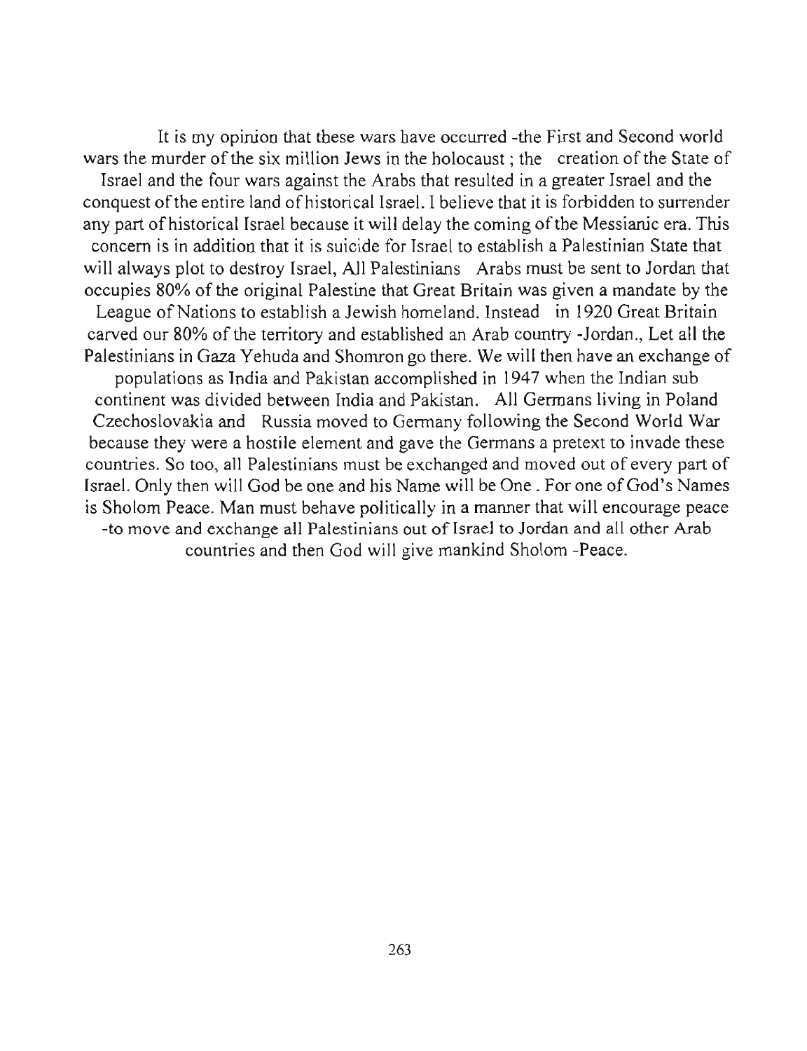It is my opinion that these wars have occurred -the First and Second world wars the murder of the six million Jews in the holocaust ; the creation of the State of Israel and the four wars against the Arabs that resulted in a greater Israel and the conquest of the entire land of historical Israel. I believe that it is forbidden to surrender any part of historical Israel because it will delay the coming of the Messianic era. This concern is in addition that it is suicide for Israel to establish a Palestinian State that will always plot to destroy Israel, All Palestinians Arabs must be sent to Jordan that occupies 80% of the original Palestine that Great Britain was given a mandate by the League of Nations to establish a Jewish homeland. Instead in 1920 Great Britain carved our 80% of the territory and established an Arab country -Jordan., Let all the Palestinians in Gaza Yehuda and Shomron go there. We will then have an exchange of populations as India and Pakistan accomplished in 1947 when the Indian sub continent was divided between India and Pakistan. All Germans living in Poland Czechoslovakia and Russia moved to Germany following the Second World War because they were a hostile element and gave the Germans a pretext to invade these countries. So too, all Palestinians must be exchanged and moved out of every part of Israel. Only then will God be one and his Name will be One . For one of God's Names is Sholom Peace. Man must behave politically in a manner that will encourage peace -to move and exchange all Palestinians out of Israel to Jordan and all other Arab countries and then God will give mankind Sholom -Peace.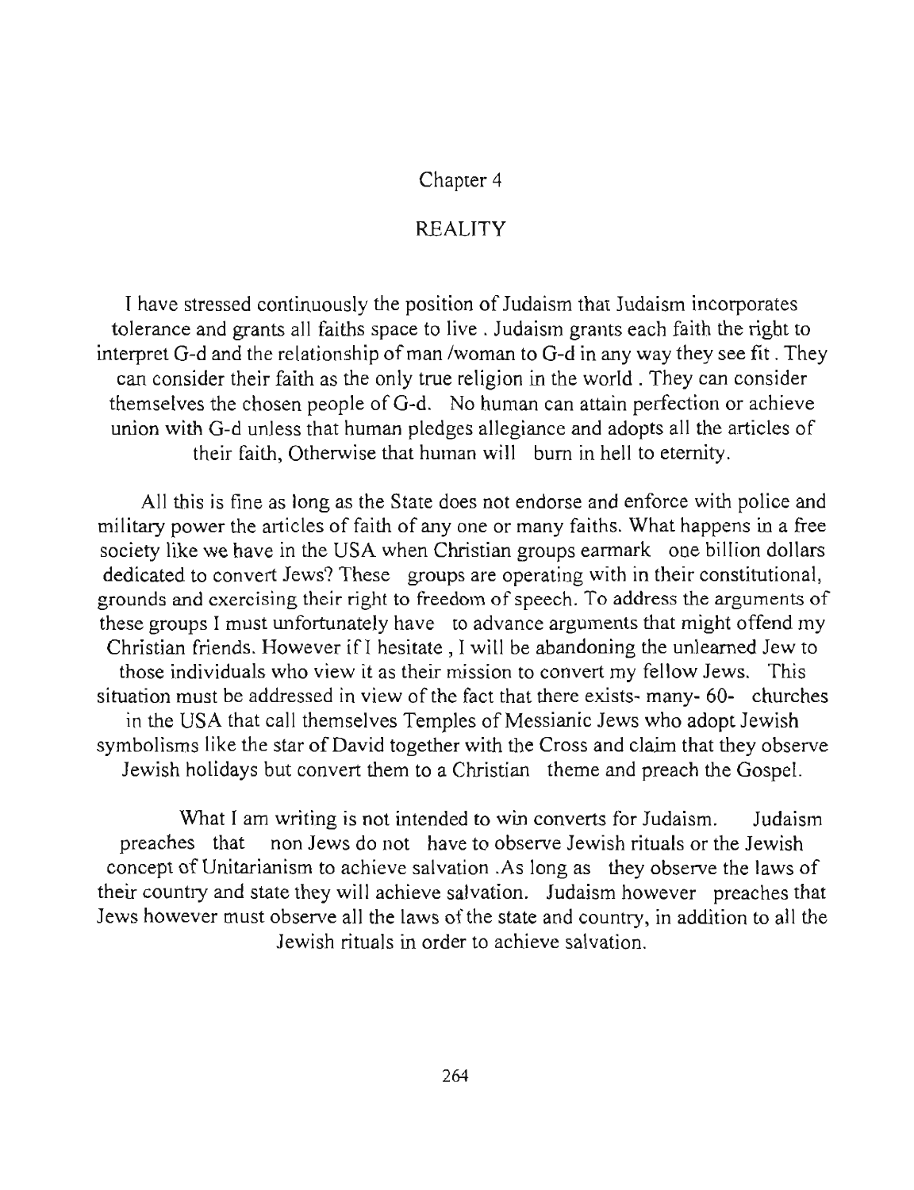# Chapter 4

## REALITY

I have stressed continuously the position of Judaism that Judaism incorporates tolerance and grants all faiths space to live . Judaism grants each faith the right to interpret G-d and the relationship of man /woman to G-d in any way they see fit . They can consider their faith as the only true religion in the world . They can consider themselves the chosen people of G-d. No human can attain perfection or achieve union with G-d unless that human pledges allegiance and adopts all the articles of their faith, Otherwise that human will burn in hell to eternity.

All this is fine as long as the State does not endorse and enforce with police and military power the articles of faith of any one or many faiths. What happens in a free society like we have in the USA when Christian groups earmark one billion dollars dedicated to convert Jews? These groups are operating with in their constitutional, grounds and exercising their right to freedom of speech. To address the arguments of these groups I must unfortunately have to advance arguments that might offend my Christian friends. However if I hesitate , I will be abandoning the unlearned Jew to those individuals who view it as their mission to convert my fellow Jews. This situation must be addressed in view of the fact that there exists- many- 60- churches in the USA that call themselves Temples of Messianic Jews who adopt Jewish symbolisms like the star of David together with the Cross and claim that they observe Jewish holidays but convert them to a Christian theme and preach the Gospel.

What I am writing is not intended to win converts for Judaism. Judaism preaches that non Jews do not have to observe Jewish rituals or the Jewish concept of Unitarianism to achieve salvation .As long as they observe the laws of their country and state they will achieve salvation. Judaism however preaches that Jews however must observe all the laws of the state and country, in addition to all the Jewish rituals in order to achieve salvation.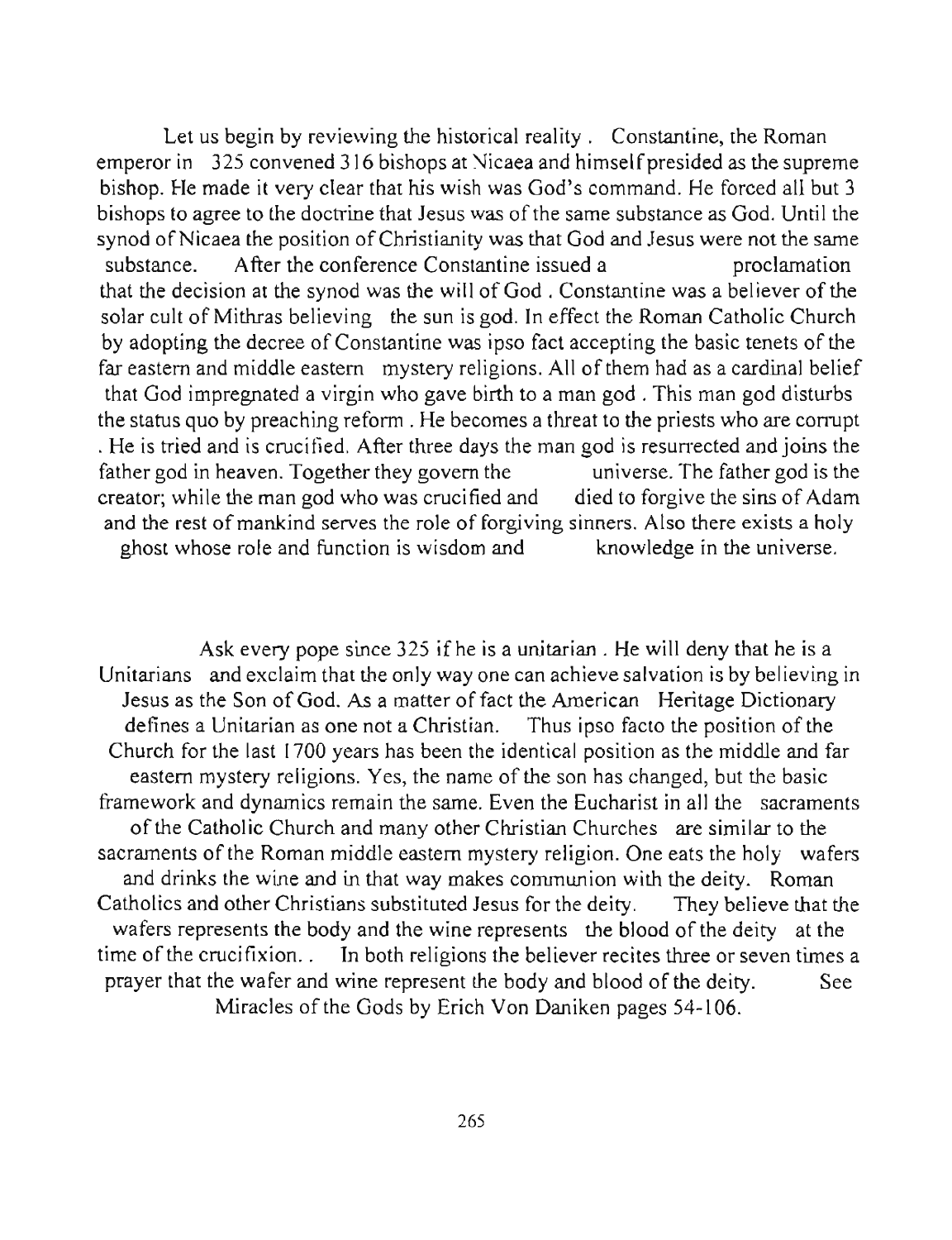Let us begin by reviewing the historical reality . Constantine, the Roman emperor in 325 convened 316 bishops at Nicaea and himself presided as the supreme bishop. He made it very clear that his wish was God's command. He forced all but 3 bishops to agree to the doctrine that Jesus was of the same substance as God. Until the synod of Nicaea the position of Christianity was that God and Jesus were not the same substance. After the conference Constantine issued a proclamation that the decision at the synod was the will of God . Constantine was a believer of the solar cult of Mithras believing the sun is god. In effect the Roman Catholic Church by adopting the decree of Constantine was ipso fact accepting the basic tenets of the far eastern and middle eastern mystery religions. All of them had as a cardinal belief that God impregnated a virgin who gave birth to a man god . This man god disturbs the status quo by preaching reform . He becomes a threat to the priests who are corrupt . He is tried and is crucified. After three days the man god is resurrected and joins the father god in heaven. Together they govern the universe. The father god is the creator; while the man god who was crucified and died to forgive the sins of Adam and the rest of mankind serves the role of forgiving sinners. Also there exists a holy ghost whose role and function is wisdom and knowledge in the universe.

Ask every pope since 325 if he is a unitarian . He will deny that he is a Unitarians and exclaim that the only way one can achieve salvation is by believing in Jesus as the Son of God. As a matter of fact the American Heritage Dictionary defines a Unitarian as one not a Christian. Thus ipso facto the position of the Church for the last 1700 years has been the identical position as the middle and far eastern mystery religions. Yes, the name of the son has changed, but the basic framework and dynamics remain the same. Even the Eucharist in all the sacraments of the Catholic Church and many other Christian Churches are similar to the sacraments of the Roman middle eastern mystery religion. One eats the holy wafers and drinks the wine and in that way makes communion with the deity. Roman Catholics and other Christians substituted Jesus for the deity. They believe that the wafers represents the body and the wine represents the blood of the deity at the time of the crucifixion.. In both religions the believer recites three or seven times a prayer that the wafer and wine represent the body and blood of the deity. See Miracles of the Gods by Erich Von Daniken pages 54-106.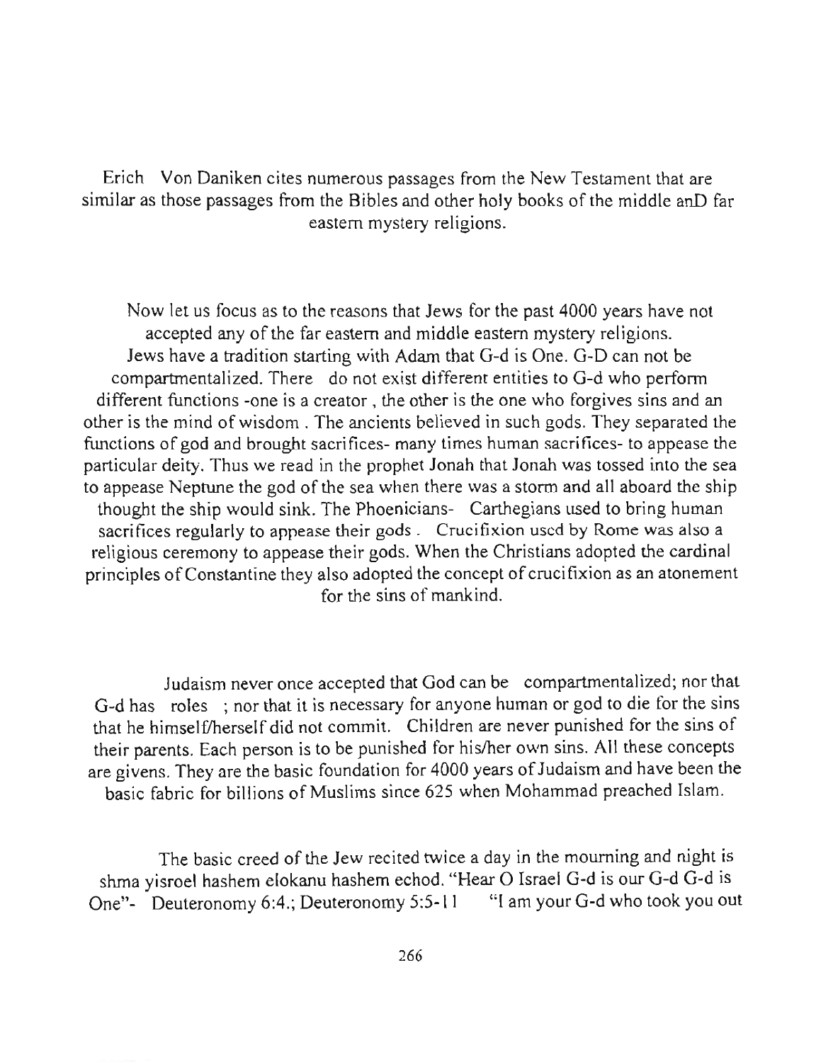Erich Von Daniken cites numerous passages from the New Testament that are similar as those passages from the Bibles and other holy books of the middle anD far eastern mystery religions.

Now let us focus as to the reasons that Jews for the past 4000 years have not accepted any of the far eastern and middle eastern mystery religions. Jews have a tradition starting with Adam that G-d is One. G-D can not be compartmentalized. There do not exist different entities to G-d who perform different functions -one is a creator , the other is the one who forgives sins and an other is the mind of wisdom . The ancients believed in such gods. They separated the functions of god and brought sacrifices- many times human sacrifices- to appease the particular deity. Thus we read in the prophet Jonah that Jonah was tossed into the sea to appease Neptune the god of the sea when there was a storm and all aboard the ship thought the ship would sink. The Phoenicians- Carthegians used to bring human sacrifices regularly to appease their gods . Crucifixion used by Rome was also a religious ceremony to appease their gods. When the Christians adopted the cardinal principles of Constantine they also adopted the concept of crucifixion as an atonement for the sins of mankind.

Judaism never once accepted that God can be compartmentalized; nor that G-d has roles ; nor that it is necessary for anyone human or god to die for the sins that he himself/herself did not commit. Children are never punished for the sins of their parents. Each person is to be punished for his/her own sins. All these concepts are givens. They are the basic foundation for 4000 years of Judaism and have been the basic fabric for billions of Muslims since 625 when Mohammad preached Islam.

The basic creed of the Jew recited twice a day in the mourning and night is shma yisroel hashem elokanu hashem echod. "Hear O Israel G-d is our G-d G-d is One"- Deuteronomy 6:4.; Deuteronomy 5:5-11 "I am your G-d who took you out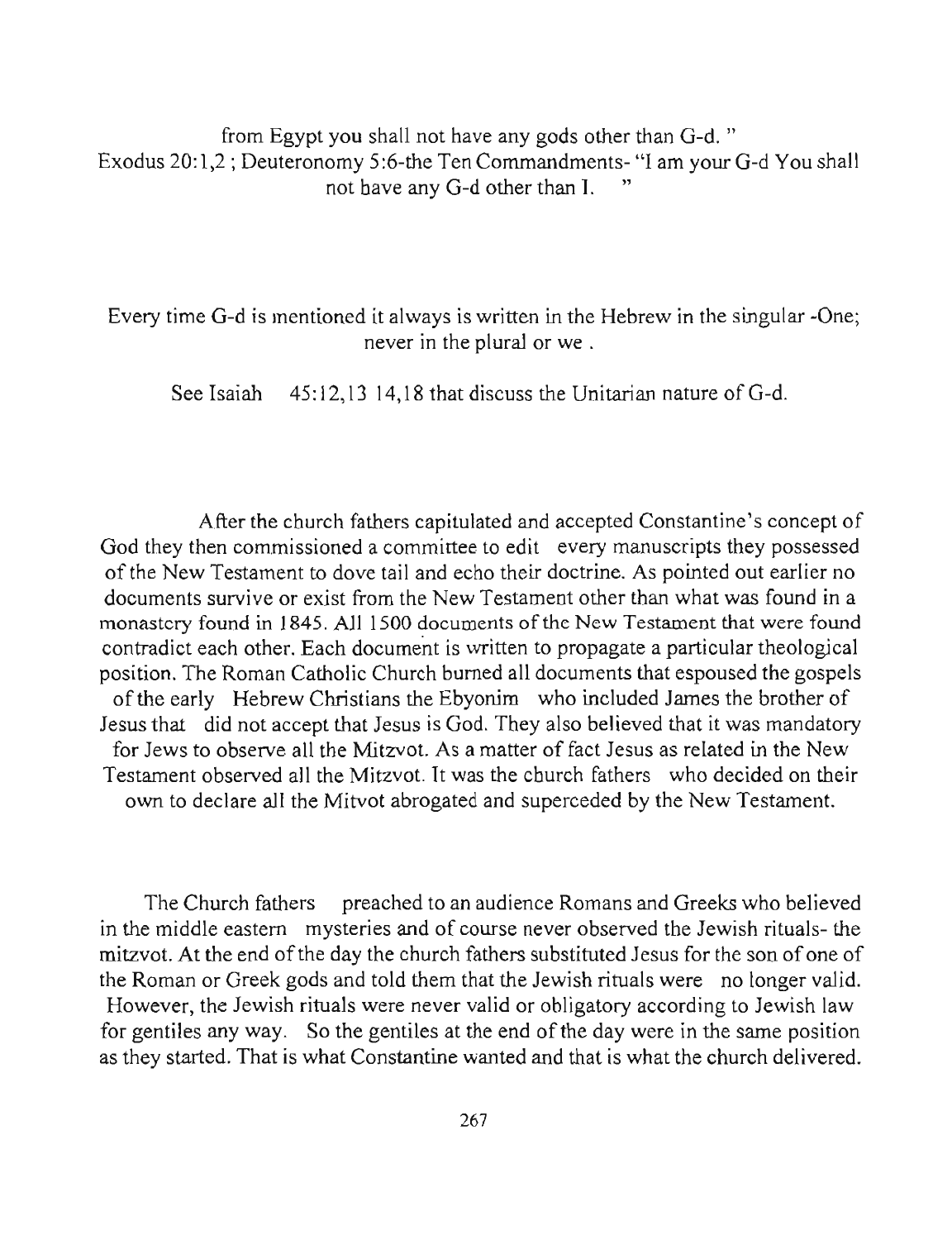from Egypt you shall not have any gods other than G-d. "
Exodus 20:1,2 ; Deuteronomy 5:6-the Ten Commandments- "I am your G-d You shall not have any G-d other than I. "

Every time G-d is mentioned it always is written in the Hebrew in the singular -One; never in the plural or we .

See Isaiah 45:12,13 14,18 that discuss the Unitarian nature of G-d.

After the church fathers capitulated and accepted Constantine's concept of God they then commissioned a committee to edit every manuscripts they possessed of the New Testament to dove tail and echo their doctrine. As pointed out earlier no documents survive or exist from the New Testament other than what was found in a monastery found in 1845. All 1500 documents of the New Testament that were found contradict each other. Each document is written to propagate a particular theological position. The Roman Catholic Church burned all documents that espoused the gospels of the early Hebrew Christians the Ebyonim who included James the brother of Jesus that did not accept that Jesus is God. They also believed that it was mandatory for Jews to observe all the Mitzvot. As a matter of fact Jesus as related in the New Testament observed all the Mitzvot. It was the church fathers who decided on their own to declare all the Mitvot abrogated and superceded by the New Testament.

The Church fathers preached to an audience Romans and Greeks who believed in the middle eastern mysteries and of course never observed the Jewish rituals- the mitzvot. At the end of the day the church fathers substituted Jesus for the son of one of the Roman or Greek gods and told them that the Jewish rituals were no longer valid. However, the Jewish rituals were never valid or obligatory according to Jewish law for gentiles any way. So the gentiles at the end of the day were in the same position as they started. That is what Constantine wanted and that is what the church delivered.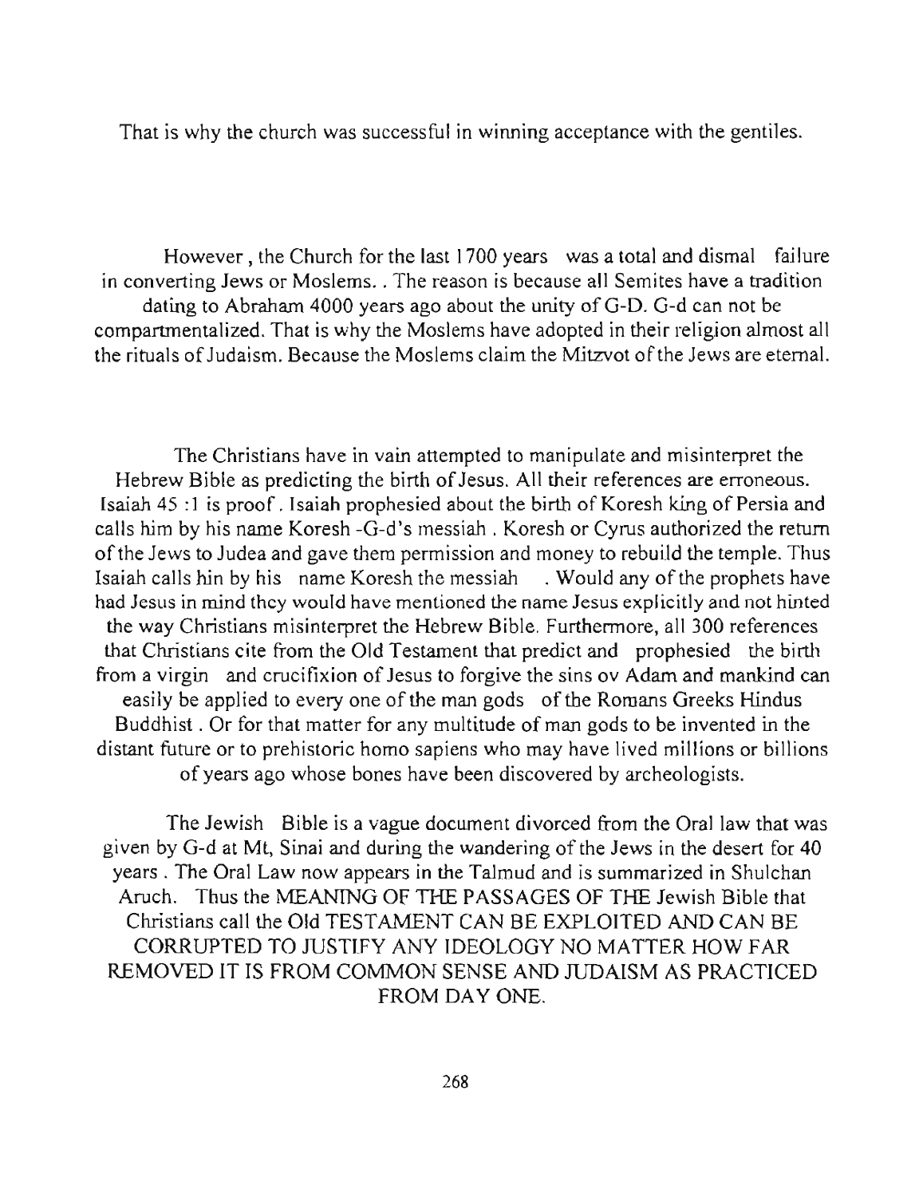That is why the church was successful in winning acceptance with the gentiles.

However , the Church for the last 1700 years was a total and dismal failure in converting Jews or Moslems. . The reason is because all Semites have a tradition dating to Abraham 4000 years ago about the unity of G-D. G-d can not be compartmentalized. That is why the Moslems have adopted in their religion almost all the rituals of Judaism. Because the Moslems claim the Mitzvot of the Jews are eternal.

The Christians have in vain attempted to manipulate and misinterpret the Hebrew Bible as predicting the birth of Jesus. All their references are erroneous. Isaiah 45 :1 is proof . Isaiah prophesied about the birth of Koresh king of Persia and calls him by his name Koresh -G-d's messiah . Koresh or Cyrus authorized the return of the Jews to Judea and gave them permission and money to rebuild the temple. Thus Isaiah calls hin by his name Koresh the messiah . Would any of the prophets have had Jesus in mind they would have mentioned the name Jesus explicitly and not hinted the way Christians misinterpret the Hebrew Bible. Furthermore, all 300 references that Christians cite from the Old Testament that predict and prophesied the birth from a virgin and crucifixion of Jesus to forgive the sins ov Adam and mankind can easily be applied to every one of the man gods of the Romans Greeks Hindus Buddhist . Or for that matter for any multitude of man gods to be invented in the distant future or to prehistoric homo sapiens who may have lived millions or billions of years ago whose bones have been discovered by archeologists.

The Jewish Bible is a vague document divorced from the Oral law that was given by G-d at Mt, Sinai and during the wandering of the Jews in the desert for 40 years . The Oral Law now appears in the Talmud and is summarized in Shulchan Aruch. Thus the MEANING OF THE PASSAGES OF THE Jewish Bible that Christians call the Old TESTAMENT CAN BE EXPLOITED AND CAN BE CORRUPTED TO JUSTIFY ANY IDEOLOGY NO MATTER HOW FAR REMOVED IT IS FROM COMMON SENSE AND JUDAISM AS PRACTICED FROM DAY ONE.